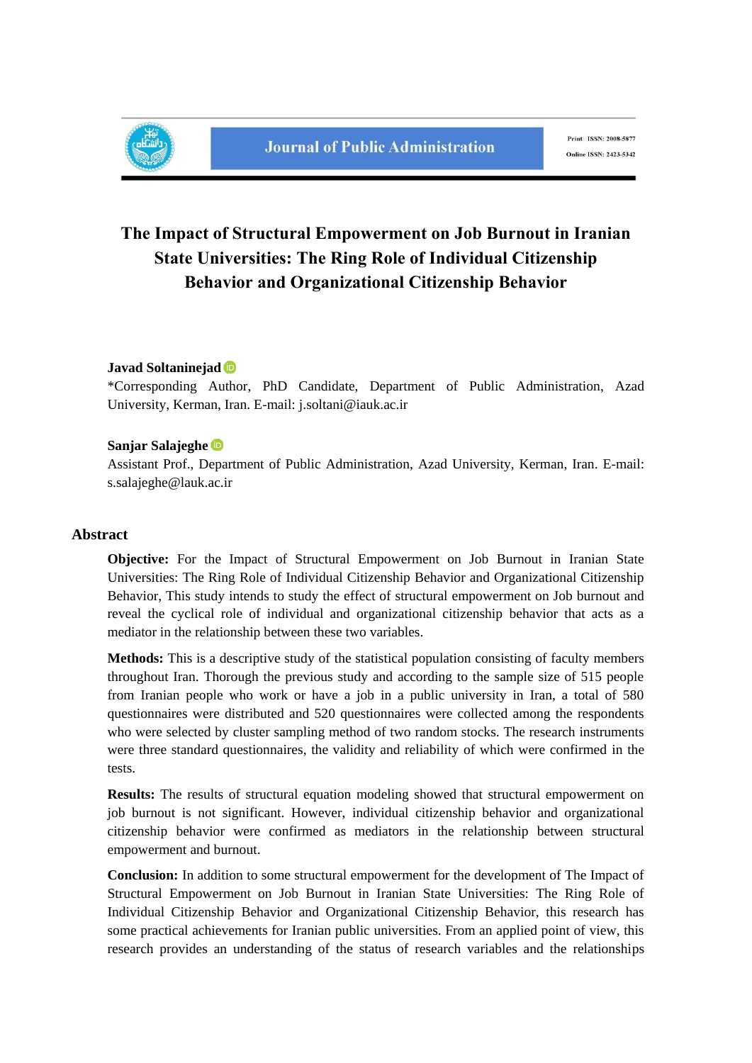Journal of Public Administration

Print ISSN: 2008-5877

Online ISSN: 2423-5342

# The Impact of Structural Empowerment on Job Burnout in Iranian State Universities: The Ring Role of Individual Citizenship Behavior and Organizational Citizenship Behavior

**Javad Soltaninejad**

*Corresponding Author, PhD Candidate, Department of Public Administration, Azad University, Kerman, Iran. E-mail: j.soltani@iauk.ac.ir

**Sanjar Salajeghe**

Assistant Prof., Department of Public Administration, Azad University, Kerman, Iran. E-mail: s.salajeghe@lauk.ac.ir

## Abstract

**Objective:** For the Impact of Structural Empowerment on Job Burnout in Iranian State Universities: The Ring Role of Individual Citizenship Behavior and Organizational Citizenship Behavior, This study intends to study the effect of structural empowerment on Job burnout and reveal the cyclical role of individual and organizational citizenship behavior that acts as a mediator in the relationship between these two variables.

**Methods:** This is a descriptive study of the statistical population consisting of faculty members throughout Iran. Thorough the previous study and according to the sample size of 515 people from Iranian people who work or have a job in a public university in Iran, a total of 580 questionnaires were distributed and 520 questionnaires were collected among the respondents who were selected by cluster sampling method of two random stocks. The research instruments were three standard questionnaires, the validity and reliability of which were confirmed in the tests.

**Results:** The results of structural equation modeling showed that structural empowerment on job burnout is not significant. However, individual citizenship behavior and organizational citizenship behavior were confirmed as mediators in the relationship between structural empowerment and burnout.

**Conclusion:** In addition to some structural empowerment for the development of The Impact of Structural Empowerment on Job Burnout in Iranian State Universities: The Ring Role of Individual Citizenship Behavior and Organizational Citizenship Behavior, this research has some practical achievements for Iranian public universities. From an applied point of view, this research provides an understanding of the status of research variables and the relationships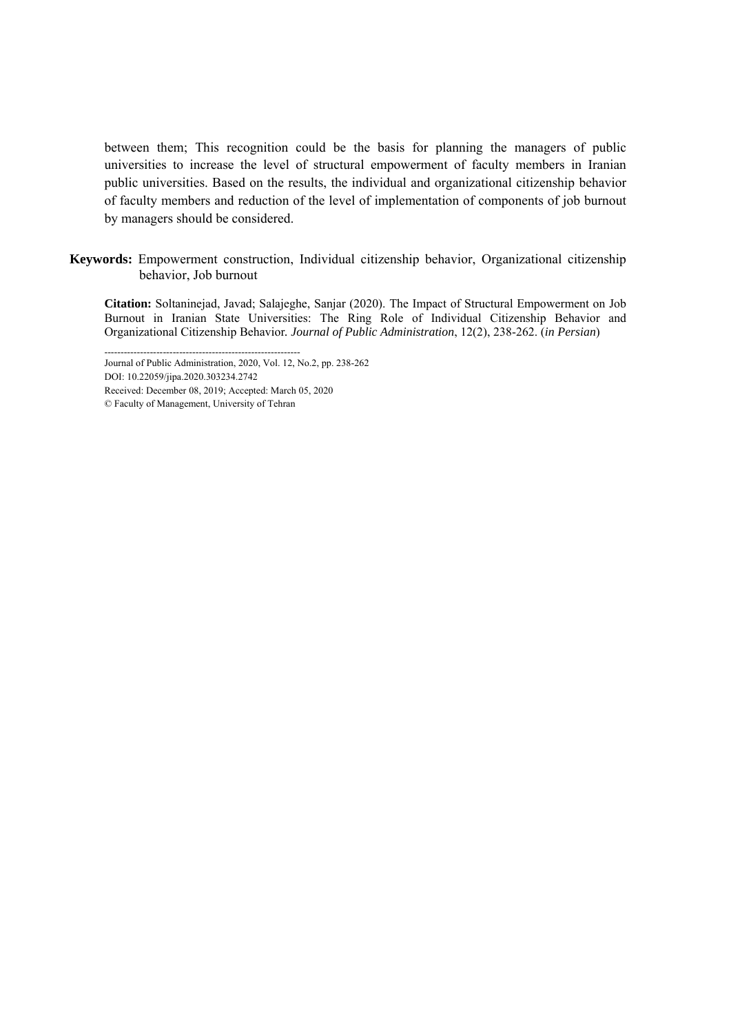between them; This recognition could be the basis for planning the managers of public universities to increase the level of structural empowerment of faculty members in Iranian public universities. Based on the results, the individual and organizational citizenship behavior of faculty members and reduction of the level of implementation of components of job burnout by managers should be considered.

**Keywords:** Empowerment construction, Individual citizenship behavior, Organizational citizenship behavior, Job burnout

**Citation:** Soltaninejad, Javad; Salajeghe, Sanjar (2020). The Impact of Structural Empowerment on Job Burnout in Iranian State Universities: The Ring Role of Individual Citizenship Behavior and Organizational Citizenship Behavior. *Journal of Public Administration*, 12(2), 238-262. (*in Persian*)

------------------------------------------------------------

Journal of Public Administration, 2020, Vol. 12, No.2, pp. 238-262

DOI: 10.22059/jipa.2020.303234.2742

Received: December 08, 2019; Accepted: March 05, 2020

© Faculty of Management, University of Tehran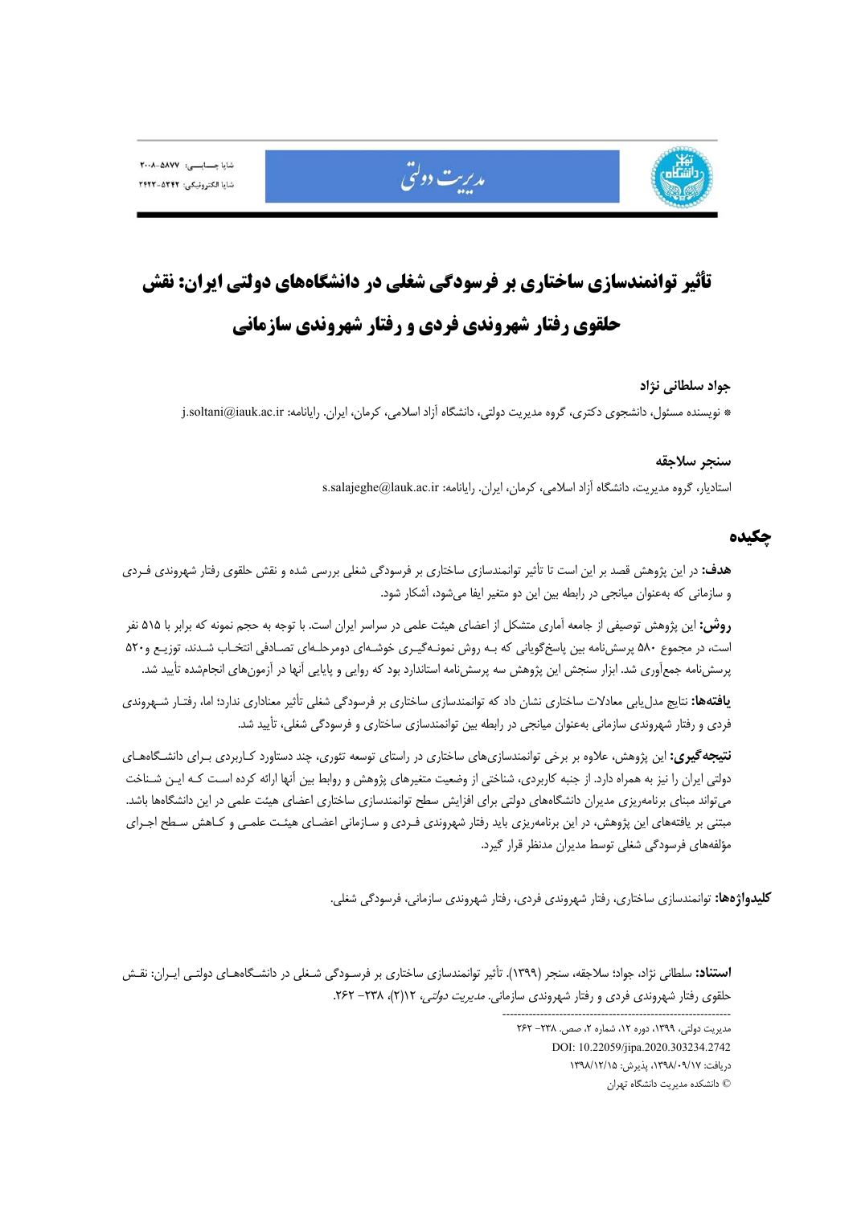# تأثیر توانمندسازی ساختاری بر فرسودگی شغلی در دانشگاه‌های دولتی ایران: نقش حلقوی رفتار شهروندی فردی و رفتار شهروندی سازمانی

**جواد سلطانی نژاد**

* نویسنده مسئول، دانشجوی دکتری، گروه مدیریت دولتی، دانشگاه آزاد اسلامی، کرمان، ایران. رایانامه: j.soltani@iauk.ac.ir

**سنجر سلاجقه**

استادیار، گروه مدیریت، دانشگاه آزاد اسلامی، کرمان، ایران. رایانامه: s.salajeghe@Iauk.ac.ir

## چکیده

**هدف:** در این پژوهش قصد بر این است تا تأثیر توانمندسازی ساختاری بر فرسودگی شغلی بررسی شده و نقش حلقوی رفتار شهروندی فردی و سازمانی که به‌عنوان میانجی در رابطه بین این دو متغیر ایفا می‌شود، آشکار شود.

**روش:** این پژوهش توصیفی از جامعه آماری متشکل از اعضای هیئت علمی در سراسر ایران است. با توجه به حجم نمونه که برابر با ۵۱۵ نفر است، در مجموع ۵۸۰ پرسش‌نامه بین پاسخ‌گویانی که بـه روش نمونـه‌گیـری خوشـه‌ای دومرحلـه‌ای تصـادفی انتخـاب شـدند، توزیـع و۵۲۰ پرسش‌نامه جمع‌آوری شد. ابزار سنجش این پژوهش سه پرسش‌نامه استاندارد بود که روایی و پایایی آنها در آزمون‌های انجام‌شده تأیید شد.

**یافته‌ها:** نتایج مدل‌یابی معادلات ساختاری نشان داد که توانمندسازی ساختاری بر فرسودگی شغلی تأثیر معناداری ندارد؛ اما، رفتـار شـهروندی فردی و رفتار شهروندی سازمانی به‌عنوان میانجی در رابطه بین توانمندسازی ساختاری و فرسودگی شغلی، تأیید شد.

**نتیجه‌گیری:** این پژوهش، علاوه بر برخی توانمندسازی‌های ساختاری در راستای توسعه تئوری، چند دستاورد کـاربردی بـرای دانشـگاه‌هـای دولتی ایران را نیز به همراه دارد. از جنبه کاربردی، شناختی از وضعیت متغیرهای پژوهش و روابط بین آنها ارائه کرده است کـه ایـن شـناخت می‌تواند مبنای برنامه‌ریزی مدیران دانشگاه‌های دولتی برای افزایش سطح توانمندسازی ساختاری اعضای هیئت علمی در این دانشگاه‌ها باشد. مبتنی بر یافته‌های این پژوهش، در این برنامه‌ریزی باید رفتار شهروندی فـردی و سـازمانی اعضـای هیئـت علمـی و کـاهش سـطح اجـرای مؤلفه‌های فرسودگی شغلی توسط مدیران مدنظر قرار گیرد.

**کلیدواژه‌ها:** توانمندسازی ساختاری، رفتار شهروندی فردی، رفتار شهروندی سازمانی، فرسودگی شغلی.

**استناد:** سلطانی نژاد، جواد؛ سلاجقه، سنجر (۱۳۹۹). تأثیر توانمندسازی ساختاری بر فرسـودگی شـغلی در دانشـگاه‌هـای دولتـی ایـران: نقـش حلقوی رفتار شهروندی فردی و رفتار شهروندی سازمانی. *مدیریت دولتی*، ۱۲(۲)، ۲۳۸- ۲۶۲.

---

مدیریت دولتی، ۱۳۹۹، دوره ۱۲، شماره ۲، صص. ۲۳۸- ۲۶۲

DOI: 10.22059/jipa.2020.303234.2742

دریافت: ۱۳۹۸/۰۹/۱۷، پذیرش: ۱۳۹۸/۱۲/۱۵

© دانشکده مدیریت دانشگاه تهران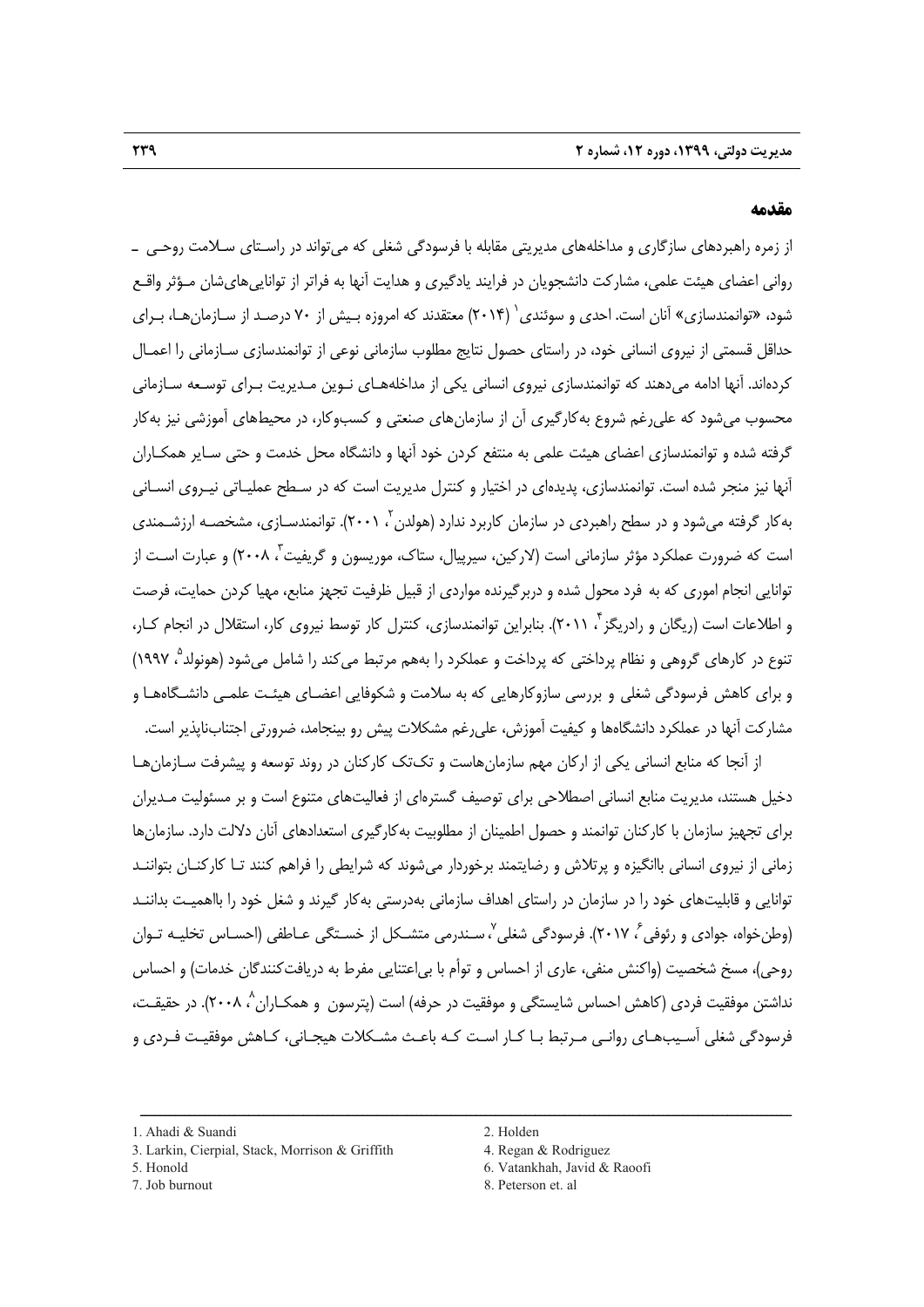## مقدمه

از زمره راهبردهای سازگاری و مداخله‌های مدیریتی مقابله با فرسودگی شغلی که می‌تواند در راستای سلامت روحی ـ روانی اعضای هیئت علمی، مشارکت دانشجویان در فرایند یادگیری و هدایت آنها به فراتر از توانایی‌های‌شان مؤثر واقع شود، «توانمندسازی» آنان است. احدی و سوئندی[1] (۲۰۱۴) معتقدند که امروزه بیش از ۷۰ درصد از سازمان‌ها، برای حداقل قسمتی از نیروی انسانی خود، در راستای حصول نتایج مطلوب سازمانی نوعی از توانمندسازی سازمانی را اعمال کرده‌اند. آنها ادامه می‌دهند که توانمندسازی نیروی انسانی یکی از مداخله‌های نوین مدیریت برای توسعه سازمانی محسوب می‌شود که علی‌رغم شروع به‌کارگیری آن از سازمان‌های صنعتی و کسب‌وکار، در محیط‌های آموزشی نیز به‌کار گرفته شده و توانمندسازی اعضای هیئت علمی به منتفع کردن خود آنها و دانشگاه محل خدمت و حتی سایر همکاران آنها نیز منجر شده است. توانمندسازی، پدیده‌ای در اختیار و کنترل مدیریت است که در سطح عملیاتی نیروی انسانی به‌کار گرفته می‌شود و در سطح راهبردی در سازمان کاربرد ندارد (هولدن[2]، ۲۰۰۱). توانمندسازی، مشخصه ارزشمندی است که ضرورت عملکرد مؤثر سازمانی است (لارکین، سیرپیال، ستاک، موریسون و گریفیث[3]، ۲۰۰۸) و عبارت است از توانایی انجام اموری که به فرد محول شده و دربرگیرنده مواردی از قبیل ظرفیت تجهز منابع، مهیا کردن حمایت، فرصت و اطلاعات است (ریگان و رادریگز[4]، ۲۰۱۱). بنابراین توانمندسازی، کنترل کار توسط نیروی کار، استقلال در انجام کار، تنوع در کارهای گروهی و نظام پرداختی که پرداخت و عملکرد را به‌هم مرتبط می‌کند را شامل می‌شود (هونولد[5]، ۱۹۹۷) و برای کاهش فرسودگی شغلی و بررسی سازوکارهایی که به سلامت و شکوفایی اعضای هیئت علمی دانشگاه‌ها و مشارکت آنها در عملکرد دانشگاه‌ها و کیفیت آموزش، علی‌رغم مشکلات پیش رو بینجامد، ضرورتی اجتناب‌ناپذیر است.

از آنجا که منابع انسانی یکی از ارکان مهم سازمان‌هاست و تک‌تک کارکنان در روند توسعه و پیشرفت سازمان‌ها دخیل هستند، مدیریت منابع انسانی اصطلاحی برای توصیف گستره‌ای از فعالیت‌های متنوع است و بر مسئولیت مدیران برای تجهیز سازمان با کارکنان توانمند و حصول اطمینان از مطلوبیت به‌کارگیری استعدادهای آنان دلالت دارد. سازمان‌ها زمانی از نیروی انسانی باانگیزه و پرتلاش و رضایتمند برخوردار می‌شوند که شرایطی را فراهم کنند تا کارکنان بتوانند توانایی و قابلیت‌های خود را در سازمان در راستای اهداف سازمانی به‌درستی به‌کار گیرند و شغل خود را بااهمیت بدانند (وطن‌خواه، جوادی و رئوفی[6]، ۲۰۱۷). فرسودگی شغلی[7]، سندرمی متشکل از خستگی عاطفی (احساس تخلیه توان روحی)، مسخ شخصیت (واکنش منفی، عاری از احساس و توأم با بی‌اعتنایی مفرط به دریافت‌کنندگان خدمات) و احساس نداشتن موفقیت فردی (کاهش احساس شایستگی و موفقیت در حرفه) است (پترسون و همکاران[8]، ۲۰۰۸). در حقیقت، فرسودگی شغلی آسیب‌های روانی مرتبط با کار است که باعث مشکلات هیجانی، کاهش موفقیت فردی و

---

1. Ahadi & Suandi
2. Holden
3. Larkin, Cierpial, Stack, Morrison & Griffith
4. Regan & Rodriguez
5. Honold
6. Vatankhah, Javid & Raoofi
7. Job burnout
8. Peterson et. al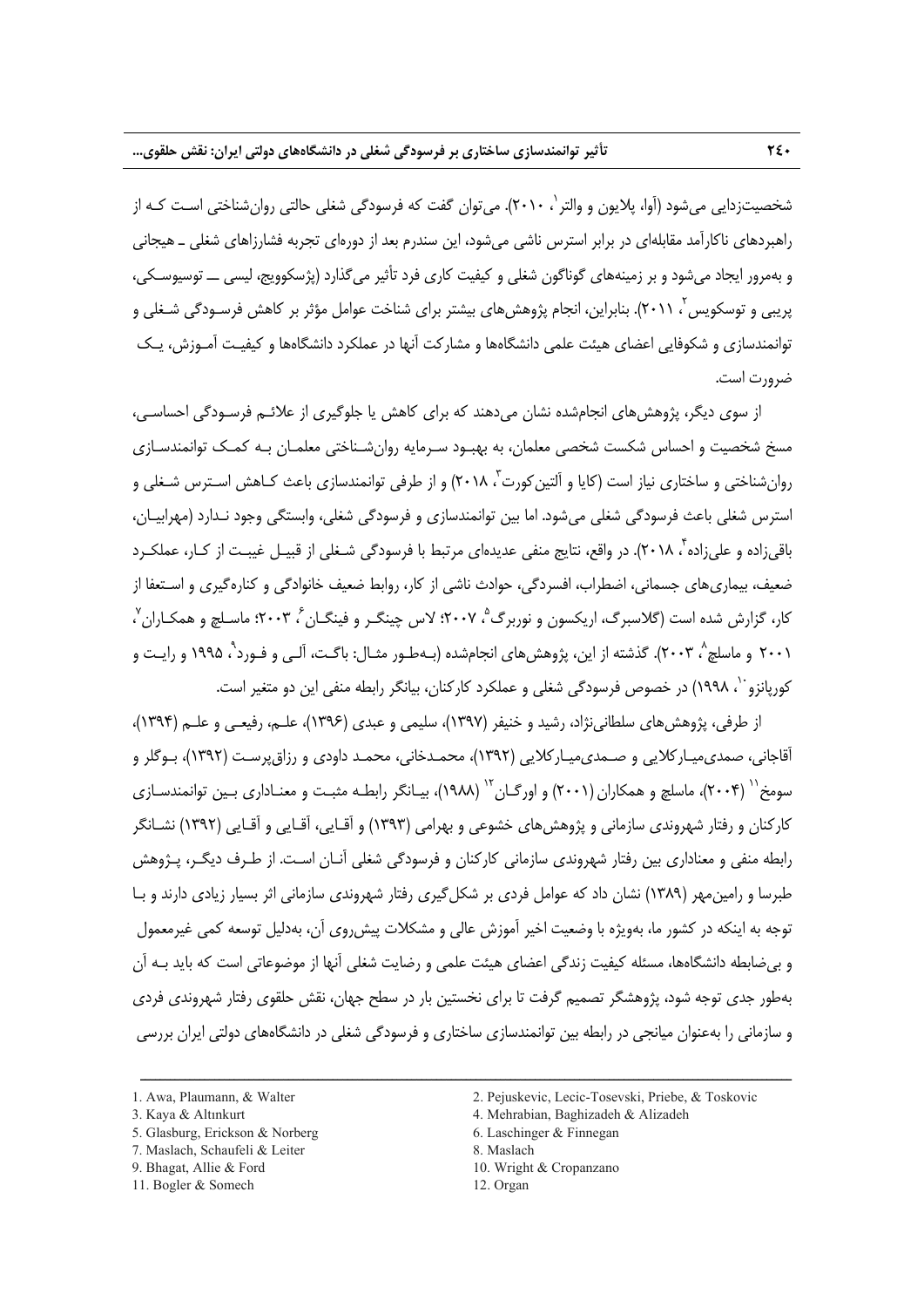شخصیت‌زدایی می‌شود (آوا، پلایون و والتر[1]، ۲۰۱۰). می‌توان گفت که فرسودگی شغلی حالتی روان‌شناختی است کـه از راهبردهای ناکارآمد مقابله‌ای در برابر استرس ناشی می‌شود، این سندرم بعد از دوره‌ای تجربه فشارزاهای شغلی ـ هیجانی و به‌مرور ایجاد می‌شود و بر زمینه‌های گوناگون شغلی و کیفیت کاری فرد تأثیر می‌گذارد (پژسکوویچ، لیسی ـــ توسیوسـکی، پریبی و توسکویس[2]، ۲۰۱۱). بنابراین، انجام پژوهش‌های بیشتر برای شناخت عوامل مؤثر بر کاهش فرسـودگی شـغلی و توانمندسازی و شکوفایی اعضای هیئت علمی دانشگاه‌ها و مشارکت آنها در عملکرد دانشگاه‌ها و کیفیـت آمـوزش، یـک ضرورت است.

از سوی دیگر، پژوهش‌های انجام‌شده نشان می‌دهند که برای کاهش یا جلوگیری از علائـم فرسـودگی احساسـی، مسخ شخصیت و احساس شکست شخصی معلمان، به بهبـود سـرمایه روان‌شـناختی معلمـان بـه کمـک توانمندسـازی روان‌شناختی و ساختاری نیاز است (کایا و آلتین‌کورت[3]، ۲۰۱۸) و از طرفی توانمندسازی باعث کـاهش اسـترس شـغلی و استرس شغلی باعث فرسودگی شغلی می‌شود. اما بین توانمندسازی و فرسودگی شغلی، وابستگی وجود نـدارد (مهرابیـان، باقی‌زاده و علی‌زاده[4]، ۲۰۱۸). در واقع، نتایج منفی عدیده‌ای مرتبط با فرسودگی شـغلی از قبیـل غیبـت از کـار، عملکـرد ضعیف، بیماری‌های جسمانی، اضطراب، افسردگی، حوادث ناشی از کار، روابط ضعیف خانوادگی و کناره‌گیری و اسـتعفا از کار، گزارش شده است (گلاسبرگ، اریکسون و نوربرگ[5]، ۲۰۰۷؛ لاس چینگـر و فینگـان[6]، ۲۰۰۳؛ ماسـلچ و همکـاران[7]، ۲۰۰۱ و ماسلچ[8]، ۲۰۰۳). گذشته از این، پژوهش‌های انجام‌شده (بـه‌طـور مثـال: باگـت، آلـی و فـورد[9]، ۱۹۹۵ و رایـت و کورپانزو[10]، ۱۹۹۸) در خصوص فرسودگی شغلی و عملکرد کارکنان، بیانگر رابطه منفی این دو متغیر است.

از طرفی، پژوهش‌های سلطانی‌نژاد، رشید و خنیفر (۱۳۹۷)، سلیمی و عبدی (۱۳۹۶)، علـم، رفیعـی و علـم (۱۳۹۴)، آقاجانی، صمدی‌میـارکلایی و صـمدی‌میـارکلایی (۱۳۹۲)، محمـدخانی، محمـد داودی و رزاق‌پرسـت (۱۳۹۲)، بـوگلر و سومخ[11] (۲۰۰۴)، ماسلچ و همکاران (۲۰۰۱) و اورگـان[12] (۱۹۸۸)، بیـانگر رابطـه مثبـت و معنـاداری بـین توانمندسـازی کارکنان و رفتار شهروندی سازمانی و پژوهش‌های خشوعی و بهرامی (۱۳۹۳) و آقـایی، آقـایی و آقـایی (۱۳۹۲) نشـانگر رابطه منفی و معناداری بین رفتار شهروندی سازمانی کارکنان و فرسودگی شغلی آنـان اسـت. از طـرف دیگـر، پـژوهش طبرسا و رامین‌مهر (۱۳۸۹) نشان داد که عوامل فردی بر شکل‌گیری رفتار شهروندی سازمانی اثر بسیار زیادی دارند و بـا توجه به اینکه در کشور ما، به‌ویژه با وضعیت اخیر آموزش عالی و مشکلات پیش‌روی آن، به‌دلیل توسعه کمی غیرمعمول و بی‌ضابطه دانشگاه‌ها، مسئله کیفیت زندگی اعضای هیئت علمی و رضایت شغلی آنها از موضوعاتی است که باید بـه آن به‌طور جدی توجه شود، پژوهشگر تصمیم گرفت تا برای نخستین بار در سطح جهان، نقش حلقوی رفتار شهروندی فردی و سازمانی را به‌عنوان میانجی در رابطه بین توانمندسازی ساختاری و فرسودگی شغلی در دانشگاه‌های دولتی ایران بررسی

---

1. Awa, Plaumann, & Walter
2. Pejuskevic, Lecic-Tosevski, Priebe, & Toskovic
3. Kaya & Altınkurt
4. Mehrabian, Baghizadeh & Alizadeh
5. Glasburg, Erickson & Norberg
6. Laschinger & Finnegan
7. Maslach, Schaufeli & Leiter
8. Maslach
9. Bhagat, Allie & Ford
10. Wright & Cropanzano
11. Bogler & Somech
12. Organ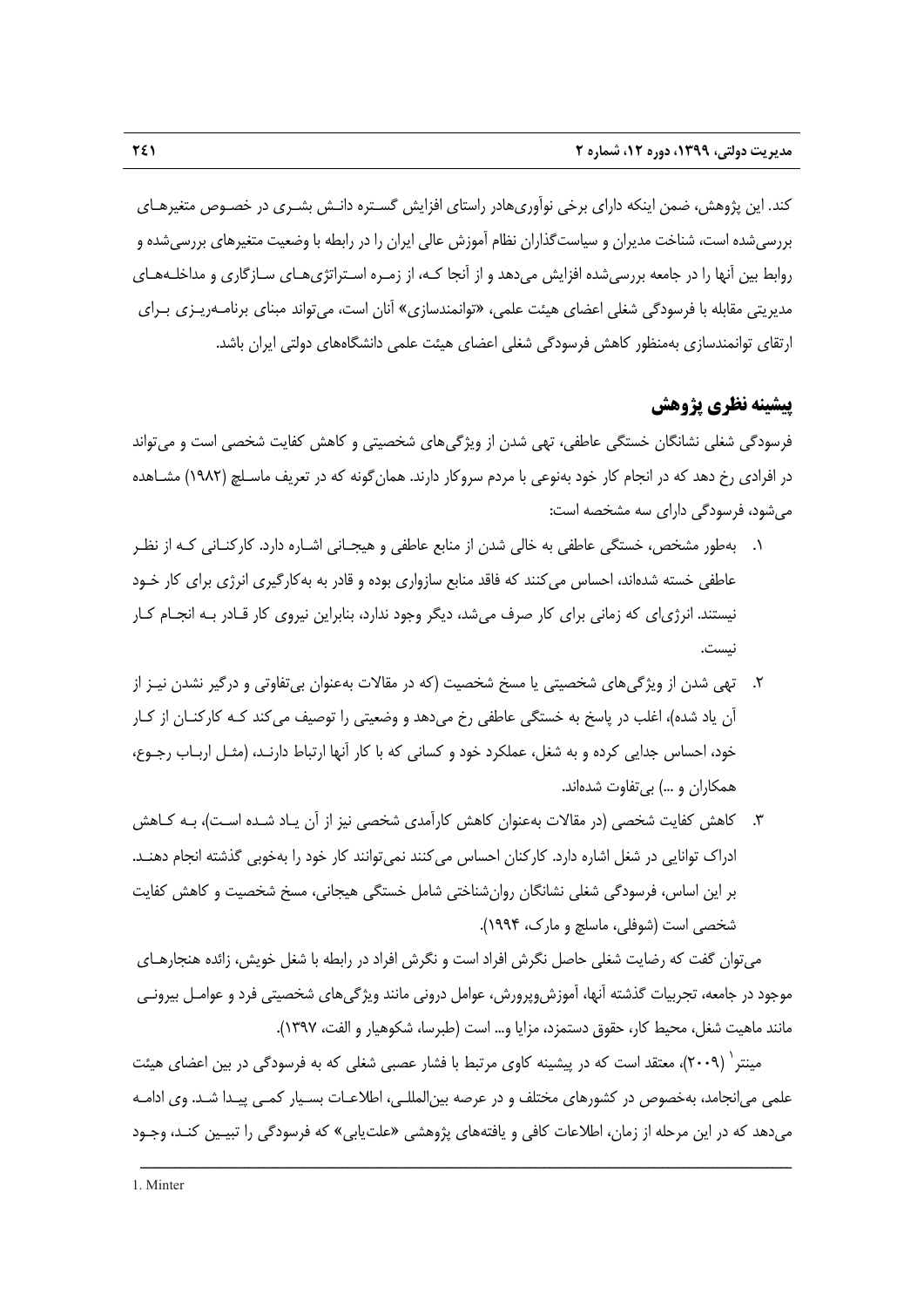کند. این پژوهش، ضمن اینکه دارای برخی نوآوری‌هادر راستای افزایش گستره دانش بشری در خصوص متغیرهای بررسی‌شده است، شناخت مدیران و سیاست‌گذاران نظام آموزش عالی ایران را در رابطه با وضعیت متغیرهای بررسی‌شده و روابط بین آنها را در جامعه بررسی‌شده افزایش می‌دهد و از آنجا کـه، از زمـره اسـتراتژی‌هـای سـازگاری و مداخلـه‌هـای مدیریتی مقابله با فرسودگی شغلی اعضای هیئت علمی، «توانمندسازی» آنان است، می‌تواند مبنای برنامه‌ریـزی بـرای ارتقای توانمندسازی به‌منظور کاهش فرسودگی شغلی اعضای هیئت علمی دانشگاه‌های دولتی ایران باشد.

## پیشینه نظری پژوهش

فرسودگی شغلی نشانگان خستگی عاطفی، تهی شدن از ویژگی‌های شخصیتی و کاهش کفایت شخصی است و می‌تواند در افرادی رخ دهد که در انجام کار خود به‌نوعی با مردم سروکار دارند. همان‌گونه که در تعریف ماسـلچ (۱۹۸۲) مشـاهده می‌شود، فرسودگی دارای سه مشخصه است:

۱. به‌طور مشخص، خستگی عاطفی به خالی شدن از منابع عاطفی و هیجـانی اشـاره دارد. کارکنـانی کـه از نظـر عاطفی خسته شده‌اند، احساس می‌کنند که فاقد منابع سازواری بوده و قادر به به‌کارگیری انرژی برای کار خـود نیستند. انرژی‌ای که زمانی برای کار صرف می‌شد، دیگر وجود ندارد، بنابراین نیروی کار قـادر بـه انجـام کـار نیست.

۲. تهی شدن از ویژگی‌های شخصیتی یا مسخ شخصیت (که در مقالات به‌عنوان بی‌تفاوتی و درگیر نشدن نیـز از آن یاد شده)، اغلب در پاسخ به خستگی عاطفی رخ می‌دهد و وضعیتی را توصیف می‌کند کـه کارکنـان از کـار خود، احساس جدایی کرده و به شغل، عملکرد خود و کسانی که با کار آنها ارتباط دارنـد، (مثـل اربـاب رجـوع، همکاران و ...) بی‌تفاوت شده‌اند.

۳. کاهش کفایت شخصی (در مقالات به‌عنوان کاهش کارآمدی شخصی نیز از آن یـاد شـده اسـت)، بـه کـاهش ادراک توانایی در شغل اشاره دارد. کارکنان احساس می‌کنند نمی‌توانند کار خود را به‌خوبی گذشته انجام دهنـد. بر این اساس، فرسودگی شغلی نشانگان روان‌شناختی شامل خستگی هیجانی، مسخ شخصیت و کاهش کفایت شخصی است (شوفلی، ماسلچ و مارک، ۱۹۹۴).

می‌توان گفت که رضایت شغلی حاصل نگرش افراد است و نگرش افراد در رابطه با شغل خویش، زائده هنجارهـای موجود در جامعه، تجربیات گذشته آنها، آموزش‌وپرورش، عوامل درونی مانند ویژگی‌های شخصیتی فرد و عوامـل بیرونـی مانند ماهیت شغل، محیط کار، حقوق دستمزد، مزایا و... است (طبرسا، شکوهیار و الفت، ۱۳۹۷).

مینتر[1] (۲۰۰۹)، معتقد است که در پیشینه کاوی مرتبط با فشار عصبی شغلی که به فرسودگی در بین اعضای هیئت علمی می‌انجامد، به‌خصوص در کشورهای مختلف و در عرصه بین‌المللـی، اطلاعـات بسـیار کمـی پیـدا شـد. وی ادامـه می‌دهد که در این مرحله از زمان، اطلاعات کافی و یافته‌های پژوهشی «علت‌یابی» که فرسودگی را تبیـین کنـد، وجـود

---

1. Minter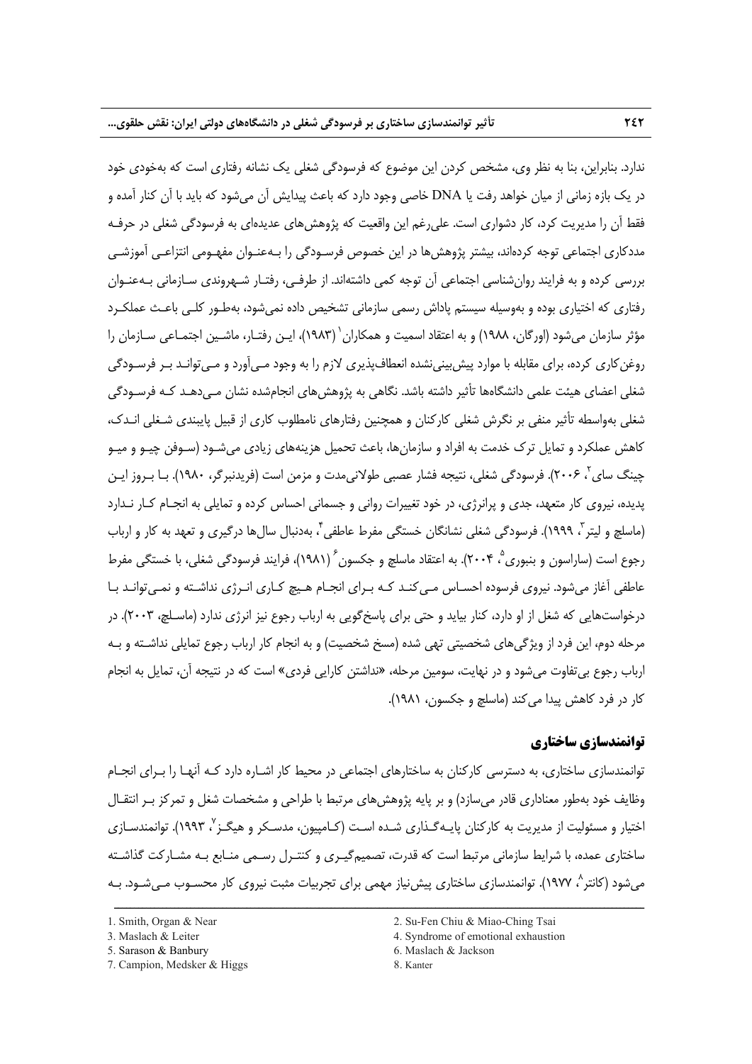ندارد. بنابراین، بنا به نظر وی، مشخص کردن این موضوع که فرسودگی شغلی یک نشانه رفتاری است که به‌خودی خود در یک بازه زمانی از میان خواهد رفت یا DNA خاصی وجود دارد که باعث پیدایش آن می‌شود که باید با آن کنار آمده و فقط آن را مدیریت کرد، کار دشواری است. علی‌رغم این واقعیت که پژوهش‌های عدیده‌ای به فرسودگی شغلی در حرفه مددکاری اجتماعی توجه کرده‌اند، بیشتر پژوهش‌ها در این خصوص فرسودگی را به‌عنوان مفهومی انتزاعی آموزشی بررسی کرده و به فرایند روان‌شناسی اجتماعی آن توجه کمی داشته‌اند. از طرفی، رفتار شهروندی سازمانی به‌عنوان رفتاری که اختیاری بوده و به‌وسیله سیستم پاداش رسمی سازمانی تشخیص داده نمی‌شود، به‌طور کلی باعث عملکرد مؤثر سازمان می‌شود (اورگان، ۱۹۸۸) و به اعتقاد اسمیت و همکاران[1] (۱۹۸۳)، این رفتار، ماشین اجتماعی سازمان را روغن‌کاری کرده، برای مقابله با موارد پیش‌بینی‌نشده انعطاف‌پذیری لازم را به وجود می‌آورد و می‌تواند بر فرسودگی شغلی اعضای هیئت علمی دانشگاه‌ها تأثیر داشته باشد. نگاهی به پژوهش‌های انجام‌شده نشان می‌دهد که فرسودگی شغلی به‌واسطه تأثیر منفی بر نگرش شغلی کارکنان و همچنین رفتارهای نامطلوب کاری از قبیل پایبندی شغلی اندک، کاهش عملکرد و تمایل ترک خدمت به افراد و سازمان‌ها، باعث تحمیل هزینه‌های زیادی می‌شود (سوفن چیو و میو چینگ سای[2]، ۲۰۰۶). فرسودگی شغلی، نتیجه فشار عصبی طولانی‌مدت و مزمن است (فریدنبرگ، ۱۹۸۰). با بروز این پدیده، نیروی کار متعهد، جدی و پرانرژی، در خود تغییرات روانی و جسمانی احساس کرده و تمایلی به انجام کار ندارد (ماسلچ و لیتر[3]، ۱۹۹۹). فرسودگی شغلی نشانگان خستگی مفرط عاطفی[4]، به‌دنبال سال‌ها درگیری و تعهد به کار و ارباب رجوع است (ساراسون و بنبوری[5]، ۲۰۰۴). به اعتقاد ماسلچ و جکسون[6] (۱۹۸۱)، فرایند فرسودگی شغلی، با خستگی مفرط عاطفی آغاز می‌شود. نیروی فرسوده احساس می‌کند که برای انجام هیچ کاری انرژی نداشته و نمی‌تواند با درخواست‌هایی که شغل از او دارد، کنار بیاید و حتی برای پاسخ‌گویی به ارباب رجوع نیز انرژی ندارد (ماسلچ، ۲۰۰۳). در مرحله دوم، این فرد از ویژگی‌های شخصیتی تهی شده (مسخ شخصیت) و به انجام کار ارباب رجوع تمایلی نداشته و به ارباب رجوع بی‌تفاوت می‌شود و در نهایت، سومین مرحله، «نداشتن کارایی فردی» است که در نتیجه آن، تمایل به انجام کار در فرد کاهش پیدا می‌کند (ماسلچ و جکسون، ۱۹۸۱).

## توانمندسازی ساختاری

توانمندسازی ساختاری، به دسترسی کارکنان به ساختارهای اجتماعی در محیط کار اشاره دارد که آنها را برای انجام وظایف خود به‌طور معناداری قادر می‌سازد) و بر پایه پژوهش‌های مرتبط با طراحی و مشخصات شغل و تمرکز بر انتقال اختیار و مسئولیت از مدیریت به کارکنان پایه‌گذاری شده است (کامپیون، مدسکر و هیگز[7]، ۱۹۹۳). توانمندسازی ساختاری عمده، با شرایط سازمانی مرتبط است که قدرت، تصمیم‌گیری و کنترل رسمی منابع به مشارکت گذاشته می‌شود (کانتر[8]، ۱۹۷۷). توانمندسازی ساختاری پیش‌نیاز مهمی برای تجربیات مثبت نیروی کار محسوب می‌شود. به

---

1. Smith, Organ & Near
2. Su-Fen Chiu & Miao-Ching Tsai
3. Maslach & Leiter
4. Syndrome of emotional exhaustion
5. Sarason & Banbury
6. Maslach & Jackson
7. Campion, Medsker & Higgs
8. Kanter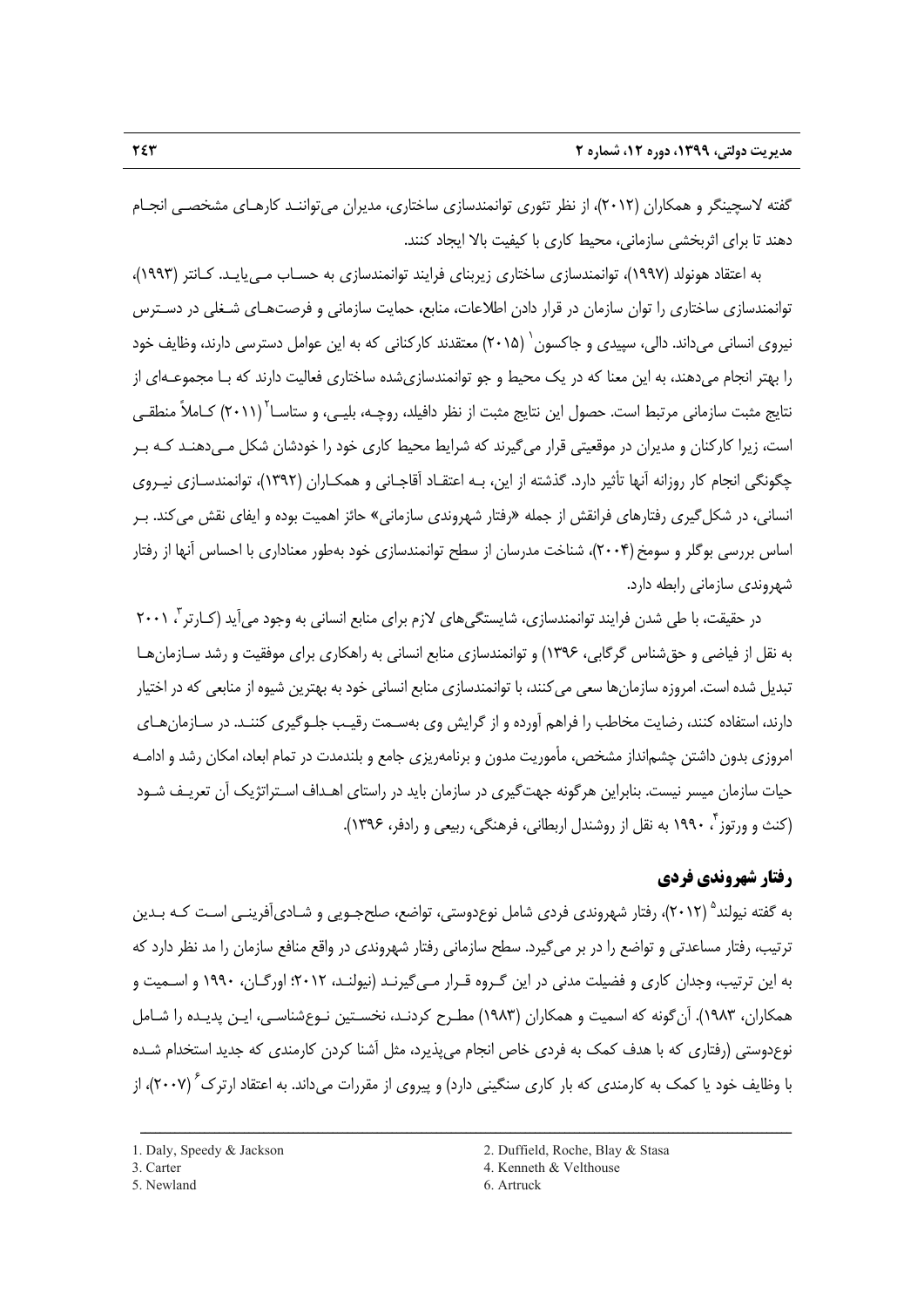گفته لاسچینگر و همکاران (۲۰۱۲)، از نظر تئوری توانمندسازی ساختاری، مدیران می‌توانند کارهای مشخصی انجام دهند تا برای اثربخشی سازمانی، محیط کاری با کیفیت بالا ایجاد کنند.

به اعتقاد هونولد (۱۹۹۷)، توانمندسازی ساختاری زیربنای فرایند توانمندسازی به حساب می‌یابد. کانتر (۱۹۹۳)، توانمندسازی ساختاری را توان سازمان در قرار دادن اطلاعات، منابع، حمایت سازمانی و فرصت‌های شغلی در دسترس نیروی انسانی می‌داند. دالی، سپیدی و جاکسون[1] (۲۰۱۵) معتقدند کارکنانی که به این عوامل دسترسی دارند، وظایف خود را بهتر انجام می‌دهند، به این معنا که در یک محیط و جو توانمندسازی‌شده ساختاری فعالیت دارند که با مجموعه‌ای از نتایج مثبت سازمانی مرتبط است. حصول این نتایج مثبت از نظر دافیلد، روچه، بلیی، و ستاسا[2] (۲۰۱۱) کاملاً منطقی است، زیرا کارکنان و مدیران در موقعیتی قرار می‌گیرند که شرایط محیط کاری خود را خودشان شکل می‌دهند که بر چگونگی انجام کار روزانه آنها تأثیر دارد. گذشته از این، به اعتقاد آقاجانی و همکاران (۱۳۹۲)، توانمندسازی نیروی انسانی، در شکل‌گیری رفتارهای فرانقش از جمله «رفتار شهروندی سازمانی» حائز اهمیت بوده و ایفای نقش می‌کند. بر اساس بررسی بوگلر و سومخ (۲۰۰۴)، شناخت مدرسان از سطح توانمندسازی خود به‌طور معناداری با احساس آنها از رفتار شهروندی سازمانی رابطه دارد.

در حقیقت، با طی شدن فرایند توانمندسازی، شایستگی‌های لازم برای منابع انسانی به وجود می‌آید (کارتر[3]، ۲۰۰۱ به نقل از فیاضی و حق‌شناس گرگابی، ۱۳۹۶) و توانمندسازی منابع انسانی به راهکاری برای موفقیت و رشد سازمان‌ها تبدیل شده است. امروزه سازمان‌ها سعی می‌کنند، با توانمندسازی منابع انسانی خود به بهترین شیوه از منابعی که در اختیار دارند، استفاده کنند، رضایت مخاطب را فراهم آورده و از گرایش وی به‌سمت رقیب جلوگیری کنند. در سازمان‌های امروزی بدون داشتن چشم‌انداز مشخص، مأموریت مدون و برنامه‌ریزی جامع و بلندمدت در تمام ابعاد، امکان رشد و ادامه حیات سازمان میسر نیست. بنابراین هرگونه جهت‌گیری در سازمان باید در راستای اهداف استراتژیک آن تعریف شود (کنث و ورتوز[4]، ۱۹۹۰ به نقل از روشندل اربطانی، فرهنگی، ربیعی و رادفر، ۱۳۹۶).

## رفتار شهروندی فردی

به گفته نیولند[5] (۲۰۱۲)، رفتار شهروندی فردی شامل نوع‌دوستی، تواضع، صلح‌جویی و شادی‌آفرینی است که بدین ترتیب، رفتار مساعدتی و تواضع را در بر می‌گیرد. سطح سازمانی رفتار شهروندی در واقع منافع سازمان را مد نظر دارد که به این ترتیب، وجدان کاری و فضیلت مدنی در این گروه قرار می‌گیرند (نیولند، ۲۰۱۲؛ اورگان، ۱۹۹۰ و اسمیت و همکاران، ۱۹۸۳). آن‌گونه که اسمیت و همکاران (۱۹۸۳) مطرح کردند، نخستین نوع‌شناسی، این پدیده را شامل نوع‌دوستی (رفتاری که با هدف کمک به فردی خاص انجام می‌پذیرد، مثل آشنا کردن کارمندی که جدید استخدام شده با وظایف خود یا کمک به کارمندی که بار کاری سنگینی دارد) و پیروی از مقررات می‌داند. به اعتقاد ارترک[6] (۲۰۰۷)، از

---

1. Daly, Speedy & Jackson
2. Duffield, Roche, Blay & Stasa
3. Carter
4. Kenneth & Velthouse
5. Newland
6. Artruck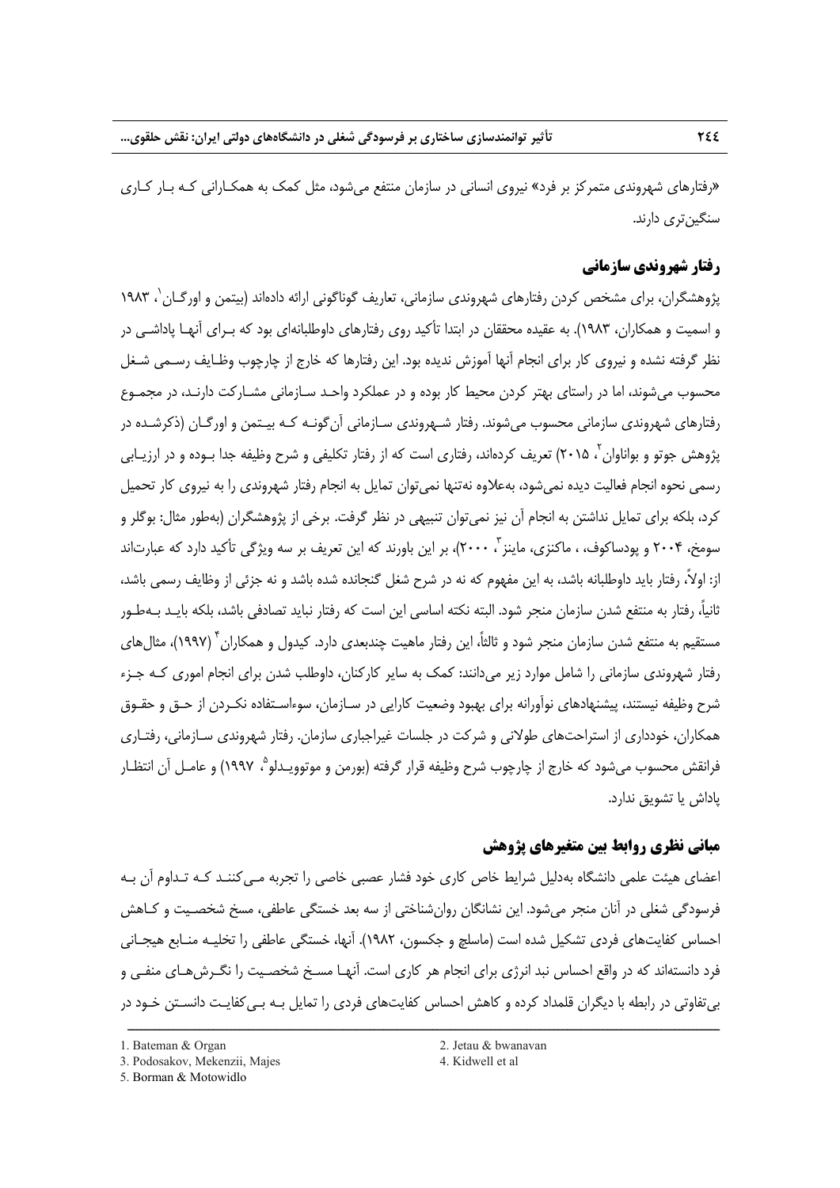«رفتارهای شهروندی متمرکز بر فرد» نیروی انسانی در سازمان منتفع می‌شود، مثل کمک به همکارانی که بار کاری سنگین‌تری دارند.

## رفتار شهروندی سازمانی

پژوهشگران، برای مشخص کردن رفتارهای شهروندی سازمانی، تعاریف گوناگونی ارائه داده‌اند (بیتمن و اورگان[1]، ۱۹۸۳ و اسمیت و همکاران، ۱۹۸۳). به عقیده محققان در ابتدا تأکید روی رفتارهای داوطلبانه‌ای بود که برای آنها پاداشی در نظر گرفته نشده و نیروی کار برای انجام آنها آموزش ندیده بود. این رفتارها که خارج از چارچوب وظایف رسمی شغل محسوب می‌شوند، اما در راستای بهتر کردن محیط کار بوده و در عملکرد واحد سازمانی مشارکت دارند، در مجموع رفتارهای شهروندی سازمانی محسوب می‌شوند. رفتار شهروندی سازمانی آن‌گونه که بیتمن و اورگان (ذکرشده در پژوهش جوتو و بواناوان[2]، ۲۰۱۵) تعریف کرده‌اند، رفتاری است که از رفتار تکلیفی و شرح وظیفه جدا بوده و در ارزیابی رسمی نحوه انجام فعالیت دیده نمی‌شود، به‌علاوه نه‌تنها نمی‌توان تمایل به انجام رفتار شهروندی را به نیروی کار تحمیل کرد، بلکه برای تمایل نداشتن به انجام آن نیز نمی‌توان تنبیهی در نظر گرفت. برخی از پژوهشگران (به‌طور مثال: بوگلر و سومخ، ۲۰۰۴ و پودساکوف، ، ماکنزی، ماینز[3]، ۲۰۰۰)، بر این باورند که این تعریف بر سه ویژگی تأکید دارد که عبارت‌اند از: اولاً، رفتار باید داوطلبانه باشد، به این مفهوم که نه در شرح شغل گنجانده شده باشد و نه جزئی از وظایف رسمی باشد، ثانیاً، رفتار به منتفع شدن سازمان منجر شود. البته نکته اساسی این است که رفتار نباید تصادفی باشد، بلکه باید به‌طور مستقیم به منتفع شدن سازمان منجر شود و ثالثاً، این رفتار ماهیت چندبعدی دارد. کیدول و همکاران[4] (۱۹۹۷)، مثال‌های رفتار شهروندی سازمانی را شامل موارد زیر می‌دانند: کمک به سایر کارکنان، داوطلب شدن برای انجام اموری که جزء شرح وظیفه نیستند، پیشنهادهای نوآورانه برای بهبود وضعیت کارایی در سازمان، سوءاستفاده نکردن از حق و حقوق همکاران، خودداری از استراحت‌های طولانی و شرکت در جلسات غیراجباری سازمان. رفتار شهروندی سازمانی، رفتاری فرانقش محسوب می‌شود که خارج از چارچوب شرح وظیفه قرار گرفته (بورمن و موتوویدلو[5]، ۱۹۹۷) و عامل آن انتظار پاداش یا تشویق ندارد.

## مبانی نظری روابط بین متغیرهای پژوهش

اعضای هیئت علمی دانشگاه به‌دلیل شرایط خاص کاری خود فشار عصبی خاصی را تجربه می‌کنند که تداوم آن به فرسودگی شغلی در آنان منجر می‌شود. این نشانگان روان‌شناختی از سه بعد خستگی عاطفی، مسخ شخصیت و کاهش احساس کفایت‌های فردی تشکیل شده است (ماسلچ و جکسون، ۱۹۸۲). آنها، خستگی عاطفی را تخلیه منابع هیجانی فرد دانسته‌اند که در واقع احساس نبد انرژی برای انجام هر کاری است. آنها مسخ شخصیت را نگرش‌های منفی و بی‌تفاوتی در رابطه با دیگران قلمداد کرده و کاهش احساس کفایت‌های فردی را تمایل به بی‌کفایت دانستن خود در

---

1. Bateman & Organ
2. Jetau & bwanavan
3. Podosakov, Mekenzii, Majes
4. Kidwell et al
5. Borman & Motowidlo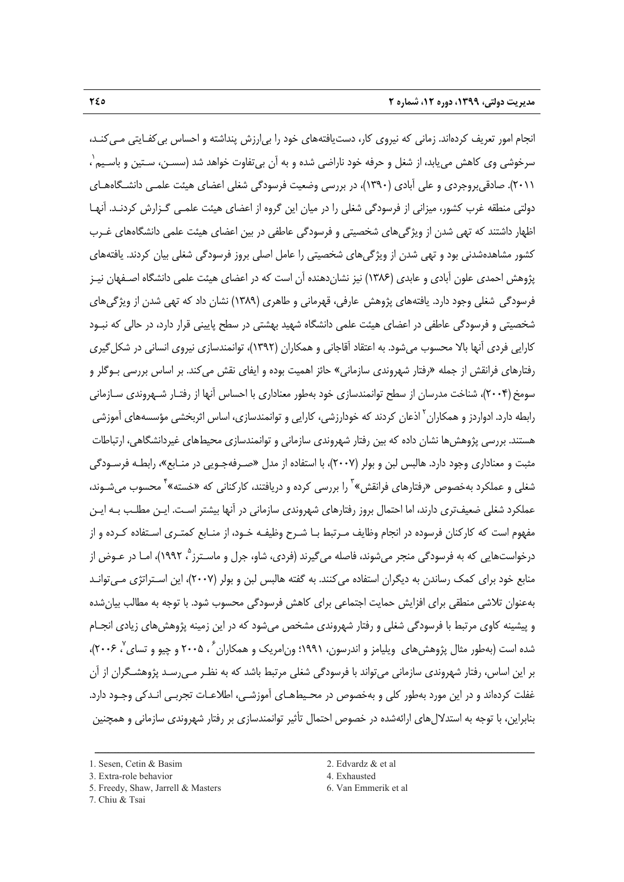انجام امور تعریف کرده‌اند. زمانی که نیروی کار، دست‌یافته‌های خود را بی‌ارزش پنداشته و احساس بی‌کفایتی می‌کند، سرخوشی وی کاهش می‌یابد، از شغل و حرفه خود ناراضی شده و به آن بی‌تفاوت خواهد شد (سسن، ستین و باسیم[1]، ۲۰۱۱). صادقی‌بروجردی و علی آبادی (۱۳۹۰)، در بررسی وضعیت فرسودگی شغلی اعضای هیئت علمی دانشگاه‌های دولتی منطقه غرب کشور، میزانی از فرسودگی شغلی را در میان این گروه از اعضای هیئت علمی گزارش کردند. آنها اظهار داشتند که تهی شدن از ویژگی‌های شخصیتی و فرسودگی عاطفی در بین اعضای هیئت علمی در دانشگاه‌های غرب کشور مشاهده‌شدنی بود و تهی شدن از ویژگی‌های شخصیتی را عامل اصلی بروز فرسودگی شغلی بیان کردند. یافته‌های پژوهش احمدی علون آبادی و عابدی (۱۳۸۶) نیز نشان‌دهنده آن است که در اعضای هیئت علمی دانشگاه اصفهان نیز فرسودگی شغلی وجود دارد. یافته‌های پژوهش عارفی، قهرمانی و طاهری (۱۳۸۹) نشان داد که تهی شدن از ویژگی‌های شخصیتی و فرسودگی عاطفی در اعضای هیئت علمی دانشگاه شهید بهشتی در سطح پایینی قرار دارد، در حالی که نبود کارایی فردی آنها بالا محسوب می‌شود. به اعتقاد آقاجانی و همکاران (۱۳۹۲)، توانمندسازی نیروی انسانی در شکل‌گیری رفتارهای فرانقش از جمله «رفتار شهروندی سازمانی» حائز اهمیت بوده و ایفای نقش می‌کند. بر اساس بررسی بوگلر و سومخ (۲۰۰۴)، شناخت مدرسان از سطح توانمندسازی خود به‌طور معناداری با احساس آنها از رفتار شهروندی سازمانی رابطه دارد. ادواردز و همکاران[2] اذعان کردند که خودارزشی، کارایی و توانمندسازی، اساس اثربخشی مؤسسه‌های آموزشی هستند. بررسی پژوهش‌ها نشان داده که بین رفتار شهروندی سازمانی و توانمندسازی محیط‌های غیردانشگاهی، ارتباطات مثبت و معناداری وجود دارد. هالبس لبن و بولر (۲۰۰۷)، با استفاده از مدل «صرفه‌جویی در منابع»، رابطه فرسودگی شغلی و عملکرد به‌خصوص «رفتارهای فرانقش»[3] را بررسی کرده و دریافتند، کارکنانی که «خسته»[4] محسوب می‌شوند، عملکرد شغلی ضعیف‌تری دارند، اما احتمال بروز رفتارهای شهروندی سازمانی در آنها بیشتر است. این مطلب به این مفهوم است که کارکنان فرسوده در انجام وظایف مرتبط با شرح وظیفه خود، از منابع کمتری استفاده کرده و از درخواست‌هایی که به فرسودگی منجر می‌شوند، فاصله می‌گیرند (فردی، شاو، جرل و ماسترز[5]، ۱۹۹۲)، اما در عوض از منابع خود برای کمک رساندن به دیگران استفاده می‌کنند. به گفته هالبس لبن و بولر (۲۰۰۷)، این استراتژی می‌تواند به‌عنوان تلاشی منطقی برای افزایش حمایت اجتماعی برای کاهش فرسودگی محسوب شود. با توجه به مطالب بیان‌شده و پیشینه کاوی مرتبط با فرسودگی شغلی و رفتار شهروندی مشخص می‌شود که در این زمینه پژوهش‌های زیادی انجام شده است (به‌طور مثال پژوهش‌های ویلیامز و اندرسون، ۱۹۹۱؛ ون‌امریک و همکاران[6]، ۲۰۰۵ و چیو و تسای[7]، ۲۰۰۶)، بر این اساس، رفتار شهروندی سازمانی می‌تواند با فرسودگی شغلی مرتبط باشد که به نظر می‌رسد پژوهشگران از آن غفلت کرده‌اند و در این مورد به‌طور کلی و به‌خصوص در محیط‌های آموزشی، اطلاعات تجربی اندکی وجود دارد. بنابراین، با توجه به استدلال‌های ارائه‌شده در خصوص احتمال تأثیر توانمندسازی بر رفتار شهروندی سازمانی و همچنین

---

1. Sesen, Cetin & Basim
2. Edvardz & et al
3. Extra-role behavior
4. Exhausted
5. Freedy, Shaw, Jarrell & Masters
6. Van Emmerik et al
7. Chiu & Tsai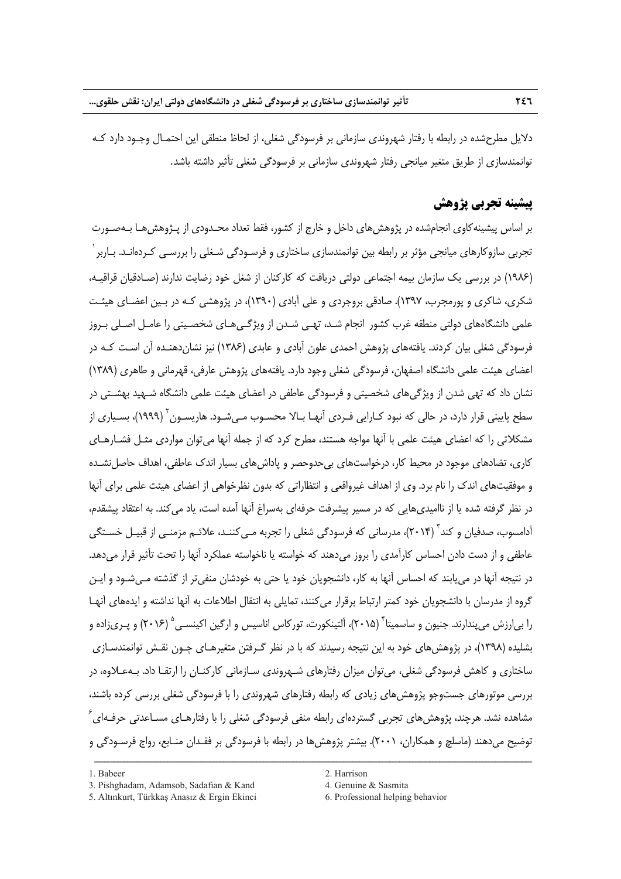دلایل مطرح‌شده در رابطه با رفتار شهروندی سازمانی بر فرسودگی شغلی، از لحاظ منطقی این احتمال وجود دارد که توانمندسازی از طریق متغیر میانجی رفتار شهروندی سازمانی بر فرسودگی شغلی تأثیر داشته باشد.

## پیشینه تجربی پژوهش

بر اساس پیشینه‌کاوی انجام‌شده در پژوهش‌های داخل و خارج از کشور، فقط تعداد محدودی از پژوهش‌ها به‌صورت تجربی سازوکارهای میانجی مؤثر بر رابطه بین توانمندسازی ساختاری و فرسودگی شغلی را بررسی کرده‌اند. بابر[1] (۱۹۸۶) در بررسی یک سازمان بیمه اجتماعی دولتی دریافت که کارکنان از شغل خود رضایت ندارند (صادقیان قراقیه، شکری، شاکری و پورمجرب، ۱۳۹۷). صادقی بروجردی و علی آبادی (۱۳۹۰)، در پژوهشی که در بین اعضای هیئت علمی دانشگاه‌های دولتی منطقه غرب کشور انجام شد، تهی شدن از ویژگی‌های شخصیتی را عامل اصلی بروز فرسودگی شغلی بیان کردند. یافته‌های پژوهش احمدی علون آبادی و عابدی (۱۳۸۶) نیز نشان‌دهنده آن است که در اعضای هیئت علمی دانشگاه اصفهان، فرسودگی شغلی وجود دارد. یافته‌های پژوهش عارفی، قهرمانی و طاهری (۱۳۸۹) نشان داد که تهی شدن از ویژگی‌های شخصیتی و فرسودگی عاطفی در اعضای هیئت علمی دانشگاه شهید بهشتی در سطح پایینی قرار دارد، در حالی که نبود کارایی فردی آنها بالا محسوب می‌شود. هاریسون[2] (۱۹۹۹)، بسیاری از مشکلاتی را که اعضای هیئت علمی با آنها مواجه هستند، مطرح کرد که از جمله آنها می‌توان مواردی مثل فشارهای کاری، تضادهای موجود در محیط کار، درخواست‌های بی‌حدوحصر و پاداش‌های بسیار اندک عاطفی، اهداف حاصل‌نشده و موفقیت‌های اندک را نام برد. وی از اهداف غیرواقعی و انتظاراتی که بدون نظرخواهی از اعضای هیئت علمی برای آنها در نظر گرفته شده یا از ناامیدی‌هایی که در مسیر پیشرفت حرفه‌ای به‌سراغ آنها آمده است، یاد می‌کند. به اعتقاد پیشقدم، آدامسوب، صدفیان و کند[3] (۲۰۱۴)، مدرسانی که فرسودگی شغلی را تجربه می‌کنند، علائم مزمنی از قبیل خستگی عاطفی و از دست دادن احساس کارآمدی را بروز می‌دهند که خواسته یا ناخواسته عملکرد آنها را تحت تأثیر قرار می‌دهد. در نتیجه آنها در می‌یابند که احساس آنها به کار، دانشجویان خود یا حتی به خودشان منفی‌تر از گذشته می‌شود و این گروه از مدرسان با دانشجویان خود کمتر ارتباط برقرار می‌کنند، تمایلی به انتقال اطلاعات به آنها نداشته و ایده‌های آنها را بی‌ارزش می‌پندارند. جنیون و ساسمیتا[4] (۲۰۱۵)، آلتینکورت، تورکاس اناسیس و ارگین اکینسی[5] (۲۰۱۶) و پری‌زاده و بشلیده (۱۳۹۸)، در پژوهش‌های خود به این نتیجه رسیدند که با در نظر گرفتن متغیرهای چون نقش توانمندسازی ساختاری و کاهش فرسودگی شغلی، می‌توان میزان رفتارهای شهروندی سازمانی کارکنان را ارتقا داد. به‌علاوه، در بررسی موتورهای جست‌وجو پژوهش‌های زیادی که رابطه رفتارهای شهروندی را با فرسودگی شغلی بررسی کرده باشند، مشاهده نشد. هرچند، پژوهش‌های تجربی گسترده‌ای رابطه منفی فرسودگی شغلی را با رفتارهای مساعدتی حرفه‌ای[6] توضیح می‌دهند (ماسلچ و همکاران، ۲۰۰۱). بیشتر پژوهش‌ها در رابطه با فرسودگی بر فقدان منابع، رواج فرسودگی و

---

1. Babeer
2. Harrison
3. Pishghadam, Adamsob, Sadafian & Kand
4. Genuine & Sasmita
5. Altınkurt, Türkkaş Anasız & Ergin Ekinci
6. Professional helping behavior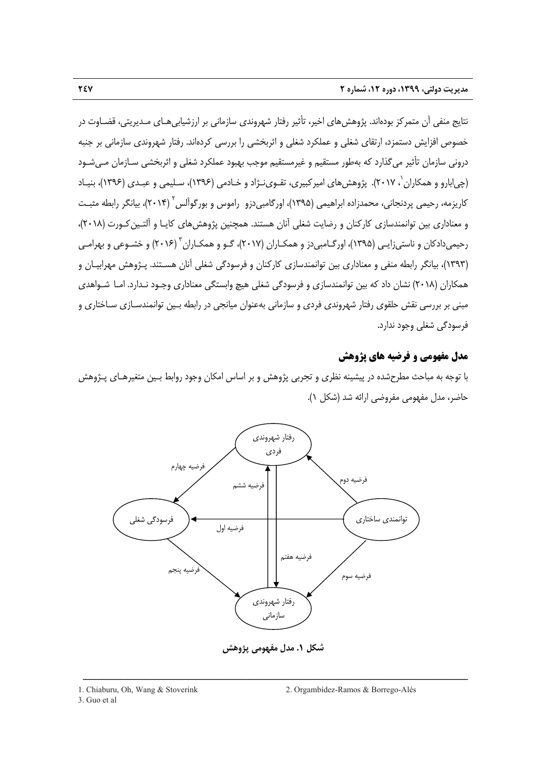نتایج منفی آن متمرکز بوده‌اند. پژوهش‌های اخیر، تأثیر رفتار شهروندی سازمانی بر ارزشیابی‌های مدیریتی، قضاوت در خصوص افزایش دستمزد، ارتقای شغلی و عملکرد شغلی و اثربخشی را بررسی کرده‌اند. رفتار شهروندی سازمانی بر جنبه درونی سازمان تأثیر می‌گذارد که به‌طور مستقیم و غیرمستقیم موجب بهبود عملکرد شغلی و اثربخشی سازمان می‌شود (چی‌ابارو و همکاران[1]، ۲۰۱۷). پژوهش‌های امیرکبیری، تقوی‌نژاد و خادمی (۱۳۹۶)، سلیمی و عبدی (۱۳۹۶)، بنیاد کاریزمه، رحیمی پردنجانی، محمدزاده ابراهیمی (۱۳۹۵)، اورگامبی‌دزو راموس و بورگوآلس[2] (۲۰۱۴)، بیانگر رابطه مثبت و معناداری بین توانمندسازی کارکنان و رضایت شغلی آنان هستند. همچنین پژوهش‌های کایا و آلتین‌کورت (۲۰۱۸)، رحیمی‌دادکان و ناستی‌زایی (۱۳۹۵)، اورگامبی‌دز و همکاران (۲۰۱۷)، گو و همکاران[3] (۲۰۱۶) و خشوعی و بهرامی (۱۳۹۳)، بیانگر رابطه منفی و معناداری بین توانمندسازی کارکنان و فرسودگی شغلی آنان هستند. پژوهش مهرابیان و همکاران (۲۰۱۸) نشان داد که بین توانمندسازی و فرسودگی شغلی هیچ وابستگی معناداری وجود ندارد. اما شواهدی مبنی بر بررسی نقش حلقوی رفتار شهروندی فردی و سازمانی به‌عنوان میانجی در رابطه بین توانمندسازی ساختاری و فرسودگی شغلی وجود ندارد.

## مدل مفهومی و فرضیه های پژوهش

با توجه به مباحث مطرح‌شده در پیشینه نظری و تجربی پژوهش و بر اساس امکان وجود روابط بین متغیرهای پژوهش حاضر، مدل مفهومی مفروضی ارائه شد (شکل ۱).

رفتار شهروندی فردی | فرسودگی شغلی | توانمندی ساختاری | رفتار شهروندی سازمانی

فرضیه اول | فرضیه دوم | فرضیه سوم | فرضیه چهارم | فرضیه پنجم | فرضیه ششم | فرضیه هفتم

**شکل ۱. مدل مفهومی پژوهش**

---

1. Chiaburu, Oh, Wang & Stoverink
2. Orgambídez-Ramos & Borrego-Alés
3. Guo et al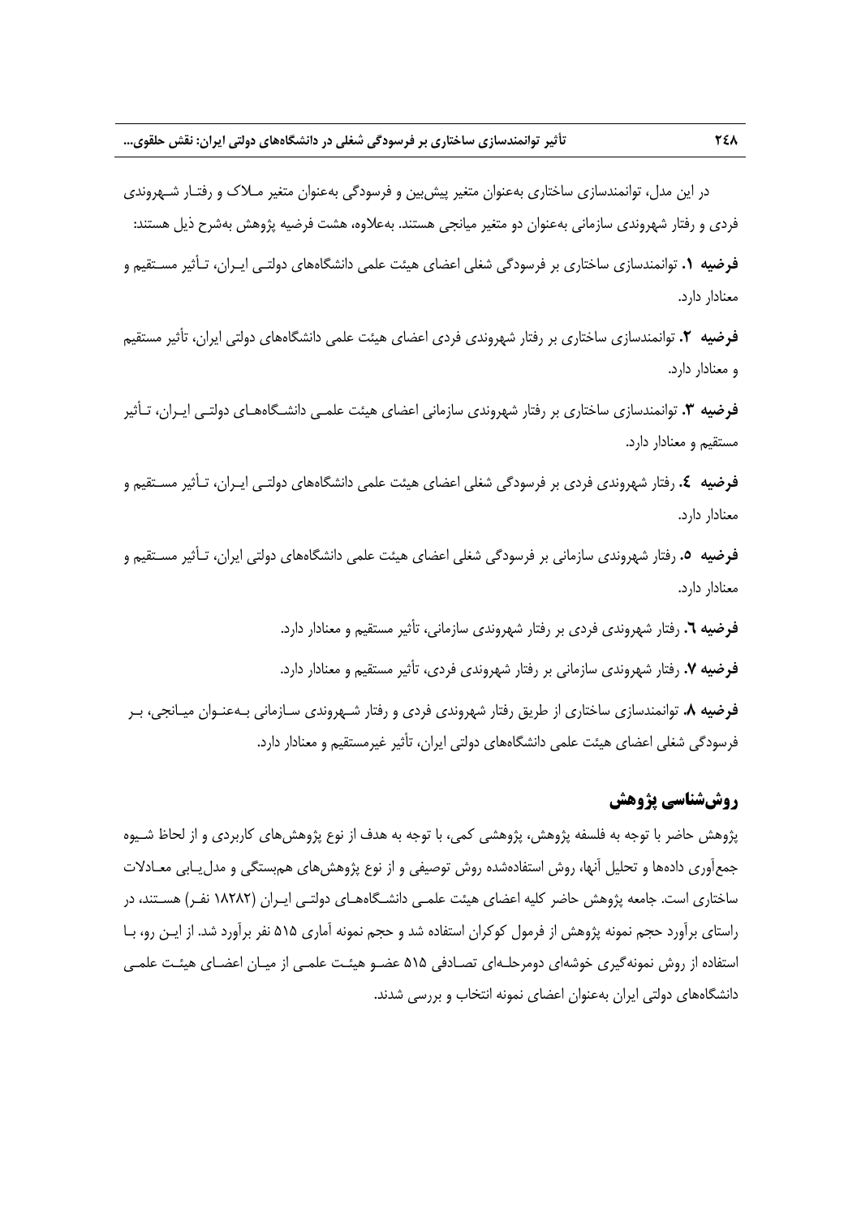در این مدل، توانمندسازی ساختاری به‌عنوان متغیر پیش‌بین و فرسودگی به‌عنوان متغیر مـلاک و رفتـار شـهروندی فردی و رفتار شهروندی سازمانی به‌عنوان دو متغیر میانجی هستند. به‌علاوه، هشت فرضیه پژوهش به‌شرح ذیل هستند:

**فرضیه ۱.** توانمندسازی ساختاری بر فرسودگی شغلی اعضای هیئت علمی دانشگاه‌های دولتـی ایـران، تـأثیر مسـتقیم و معنادار دارد.

**فرضیه ۲.** توانمندسازی ساختاری بر رفتار شهروندی فردی اعضای هیئت علمی دانشگاه‌های دولتی ایران، تأثیر مستقیم و معنادار دارد.

**فرضیه ۳.** توانمندسازی ساختاری بر رفتار شهروندی سازمانی اعضای هیئت علمـی دانشـگاه‌هـای دولتـی ایـران، تـأثیر مستقیم و معنادار دارد.

**فرضیه ٤.** رفتار شهروندی فردی بر فرسودگی شغلی اعضای هیئت علمی دانشگاه‌های دولتـی ایـران، تـأثیر مسـتقیم و معنادار دارد.

**فرضیه ۵.** رفتار شهروندی سازمانی بر فرسودگی شغلی اعضای هیئت علمی دانشگاه‌های دولتی ایران، تـأثیر مسـتقیم و معنادار دارد.

**فرضیه ٦.** رفتار شهروندی فردی بر رفتار شهروندی سازمانی، تأثیر مستقیم و معنادار دارد.

**فرضیه ۷.** رفتار شهروندی سازمانی بر رفتار شهروندی فردی، تأثیر مستقیم و معنادار دارد.

**فرضیه ۸.** توانمندسازی ساختاری از طریق رفتار شهروندی فردی و رفتار شـهروندی سـازمانی بـه‌عنـوان میـانجی، بـر فرسودگی شغلی اعضای هیئت علمی دانشگاه‌های دولتی ایران، تأثیر غیرمستقیم و معنادار دارد.

## روش‌شناسی پژوهش

پژوهش حاضر با توجه به فلسفه پژوهش، پژوهشی کمی، با توجه به هدف از نوع پژوهش‌های کاربردی و از لحاظ شـیوه جمع‌آوری داده‌ها و تحلیل آنها، روش استفاده‌شده روش توصیفی و از نوع پژوهش‌های همبستگی و مدل‌یـابی معـادلات ساختاری است. جامعه پژوهش حاضر کلیه اعضای هیئت علمـی دانشـگاه‌هـای دولتـی ایـران (۱۸۲۸۲ نفـر) هسـتند، در راستای برآورد حجم نمونه پژوهش از فرمول کوکران استفاده شد و حجم نمونه آماری ۵۱۵ نفر برآورد شد. از ایـن رو، بـا استفاده از روش نمونه‌گیری خوشه‌ای دومرحلـه‌ای تصـادفی ۵۱۵ عضـو هیئـت علمـی از میـان اعضـای هیئـت علمـی دانشگاه‌های دولتی ایران به‌عنوان اعضای نمونه انتخاب و بررسی شدند.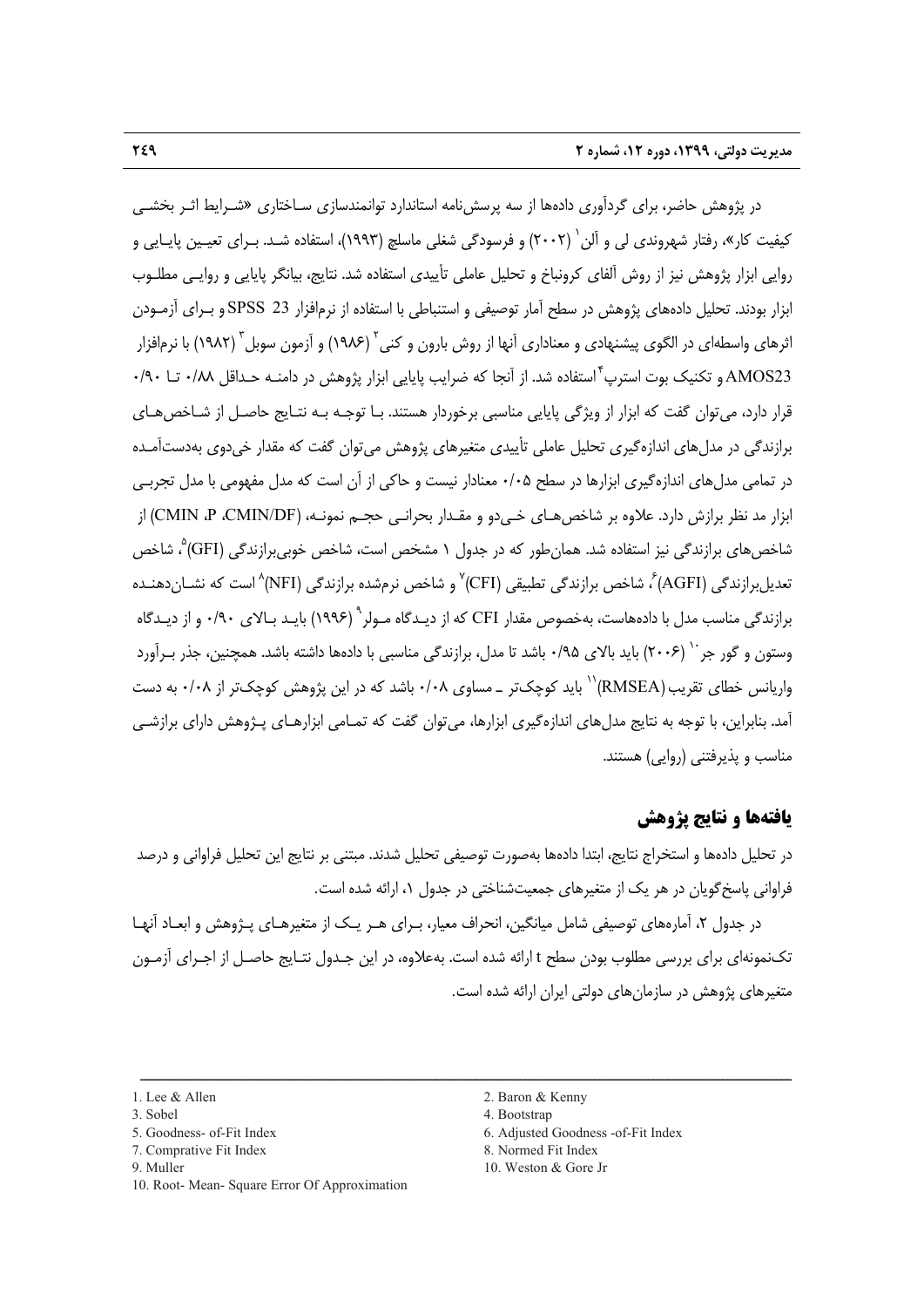در پژوهش حاضر، برای گردآوری داده‌ها از سه پرسش‌نامه استاندارد توانمندسازی ساختاری «شرایط اثر بخشی کیفیت کار»، رفتار شهروندی لی و آلن[1] (۲۰۰۲) و فرسودگی شغلی ماسلچ (۱۹۹۳)، استفاده شد. برای تعیین پایایی و روایی ابزار پژوهش نیز از روش آلفای کرونباخ و تحلیل عاملی تأییدی استفاده شد. نتایج، بیانگر پایایی و روایی مطلوب ابزار بودند. تحلیل داده‌های پژوهش در سطح آمار توصیفی و استنباطی با استفاده از نرم‌افزار SPSS 23 و برای آزمودن اثرهای واسطه‌ای در الگوی پیشنهادی و معناداری آنها از روش بارون و کنی[2] (۱۹۸۶) و آزمون سوبل[3] (۱۹۸۲) با نرم‌افزار AMOS23 و تکنیک بوت استرپ[4] استفاده شد. از آنجا که ضرایب پایایی ابزار پژوهش در دامنه حداقل ۰/۸۸ تا ۰/۹۰ قرار دارد، می‌توان گفت که ابزار از ویژگی پایایی مناسبی برخوردار هستند. با توجه به نتایج حاصل از شاخص‌های برازندگی در مدل‌های اندازه‌گیری تحلیل عاملی تأییدی متغیرهای پژوهش می‌توان گفت که مقدار خی‌دوی به‌دست‌آمده در تمامی مدل‌های اندازه‌گیری ابزارها در سطح ۰/۰۵ معنادار نیست و حاکی از آن است که مدل مفهومی با مدل تجربی ابزار مد نظر برازش دارد. علاوه بر شاخص‌های خی‌دو و مقدار بحرانی حجم نمونه، (CMIN ،P ،CMIN/DF) از شاخص‌های برازندگی نیز استفاده شد. همان‌طور که در جدول ۱ مشخص است، شاخص خوبی‌برازندگی (GFI)[5]، شاخص تعدیل‌برازندگی (AGFI)[6]، شاخص برازندگی تطبیقی (CFI)[7] و شاخص نرم‌شده برازندگی (NFI)[8] است که نشان‌دهنده برازندگی مناسب مدل با داده‌هاست، به‌خصوص مقدار CFI که از دیدگاه مولر[9] (۱۹۹۶) باید بالای ۰/۹۰ و از دیدگاه وستون و گور جر[10] (۲۰۰۶) باید بالای ۰/۹۵ باشد تا مدل، برازندگی مناسبی با داده‌ها داشته باشد. همچنین، جذر برآورد واریانس خطای تقریب (RMSEA)[11] باید کوچک‌تر ـ مساوی ۰/۰۸ باشد که در این پژوهش کوچک‌تر از ۰/۰۸ به دست آمد. بنابراین، با توجه به نتایج مدل‌های اندازه‌گیری ابزارها، می‌توان گفت که تمامی ابزارهای پژوهش دارای برازشی مناسب و پذیرفتنی (روایی) هستند.

## یافته‌ها و نتایج پژوهش

در تحلیل داده‌ها و استخراج نتایج، ابتدا داده‌ها به‌صورت توصیفی تحلیل شدند. مبتنی بر نتایج این تحلیل فراوانی و درصد فراوانی پاسخ‌گویان در هر یک از متغیرهای جمعیت‌شناختی در جدول ۱، ارائه شده است.

در جدول ۲، آماره‌های توصیفی شامل میانگین، انحراف معیار، برای هر یک از متغیرهای پژوهش و ابعاد آنها تک‌نمونه‌ای برای بررسی مطلوب بودن سطح t ارائه شده است. به‌علاوه، در این جدول نتایج حاصل از اجرای آزمون متغیرهای پژوهش در سازمان‌های دولتی ایران ارائه شده است.

---

1. Lee & Allen
2. Baron & Kenny
3. Sobel
4. Bootstrap
5. Goodness- of-Fit Index
6. Adjusted Goodness -of-Fit Index
7. Comprative Fit Index
8. Normed Fit Index
9. Muller
10. Weston & Gore Jr
10. Root- Mean- Square Error Of Approximation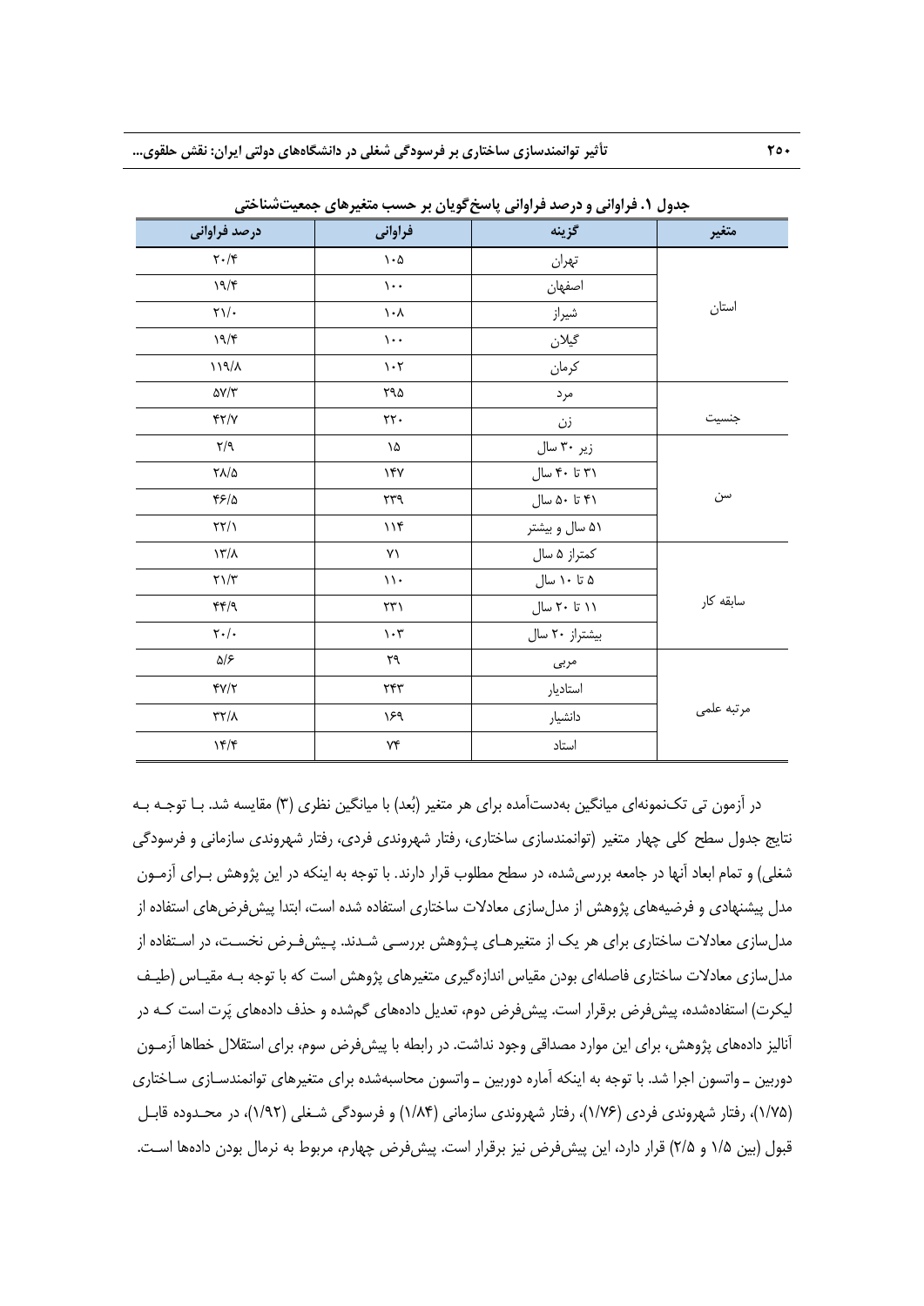**جدول ۱. فراوانی و درصد فراوانی پاسخ‌گویان بر حسب متغیرهای جمعیت‌شناختی**

| متغیر | گزینه | فراوانی | درصد فراوانی |
|---|---|---|---|
| استان | تهران | ۱۰۵ | ۲۰/۴ |
| | اصفهان | ۱۰۰ | ۱۹/۴ |
| | شیراز | ۱۰۸ | ۲۱/۰ |
| | گیلان | ۱۰۰ | ۱۹/۴ |
| | کرمان | ۱۰۲ | ۱۱۹/۸ |
| جنسیت | مرد | ۲۹۵ | ۵۷/۳ |
| | زن | ۲۲۰ | ۴۲/۷ |
| سن | زیر ۳۰ سال | ۱۵ | ۲/۹ |
| | ۳۱ تا ۴۰ سال | ۱۴۷ | ۲۸/۵ |
| | ۴۱ تا ۵۰ سال | ۲۳۹ | ۴۶/۵ |
| | ۵۱ سال و بیشتر | ۱۱۴ | ۲۲/۱ |
| سابقه کار | کمتراز ۵ سال | ۷۱ | ۱۳/۸ |
| | ۵ تا ۱۰ سال | ۱۱۰ | ۲۱/۳ |
| | ۱۱ تا ۲۰ سال | ۲۳۱ | ۴۴/۹ |
| | بیشتراز ۲۰ سال | ۱۰۳ | ۲۰/۰ |
| مرتبه علمی | مربی | ۲۹ | ۵/۶ |
| | استادیار | ۲۴۳ | ۴۷/۲ |
| | دانشیار | ۱۶۹ | ۳۲/۸ |
| | استاد | ۷۴ | ۱۴/۴ |

در آزمون تی تک‌نمونه‌ای میانگین به‌دست‌آمده برای هر متغیر (بُعد) با میانگین نظری (۳) مقایسه شد. با توجه به نتایج جدول سطح کلی چهار متغیر (توانمندسازی ساختاری، رفتار شهروندی فردی، رفتار شهروندی سازمانی و فرسودگی شغلی) و تمام ابعاد آنها در جامعه بررسی‌شده، در سطح مطلوب قرار دارند. با توجه به اینکه در این پژوهش برای آزمون مدل پیشنهادی و فرضیه‌های پژوهش از مدل‌سازی معادلات ساختاری استفاده شده است، ابتدا پیش‌فرض‌های استفاده از مدل‌سازی معادلات ساختاری برای هر یک از متغیرهای پژوهش بررسی شدند. پیش‌فرض نخست، در استفاده از مدل‌سازی معادلات ساختاری فاصله‌ای بودن مقیاس اندازه‌گیری متغیرهای پژوهش است که با توجه به مقیاس (طیف لیکرت) استفاده‌شده، پیش‌فرض برقرار است. پیش‌فرض دوم، تعدیل داده‌های گم‌شده و حذف داده‌های پَرت است که در آنالیز داده‌های پژوهش، برای این موارد مصداقی وجود نداشت. در رابطه با پیش‌فرض سوم، برای استقلال خطاها آزمون دوربین ـ واتسون اجرا شد. با توجه به اینکه آماره دوربین ـ واتسون محاسبه‌شده برای متغیرهای توانمندسازی ساختاری (۱/۷۵)، رفتار شهروندی فردی (۱/۷۶)، رفتار شهروندی سازمانی (۱/۸۴) و فرسودگی شغلی (۱/۹۲)، در محدوده قابل قبول (بین ۱/۵ و ۲/۵) قرار دارد، این پیش‌فرض نیز برقرار است. پیش‌فرض چهارم، مربوط به نرمال بودن داده‌ها است.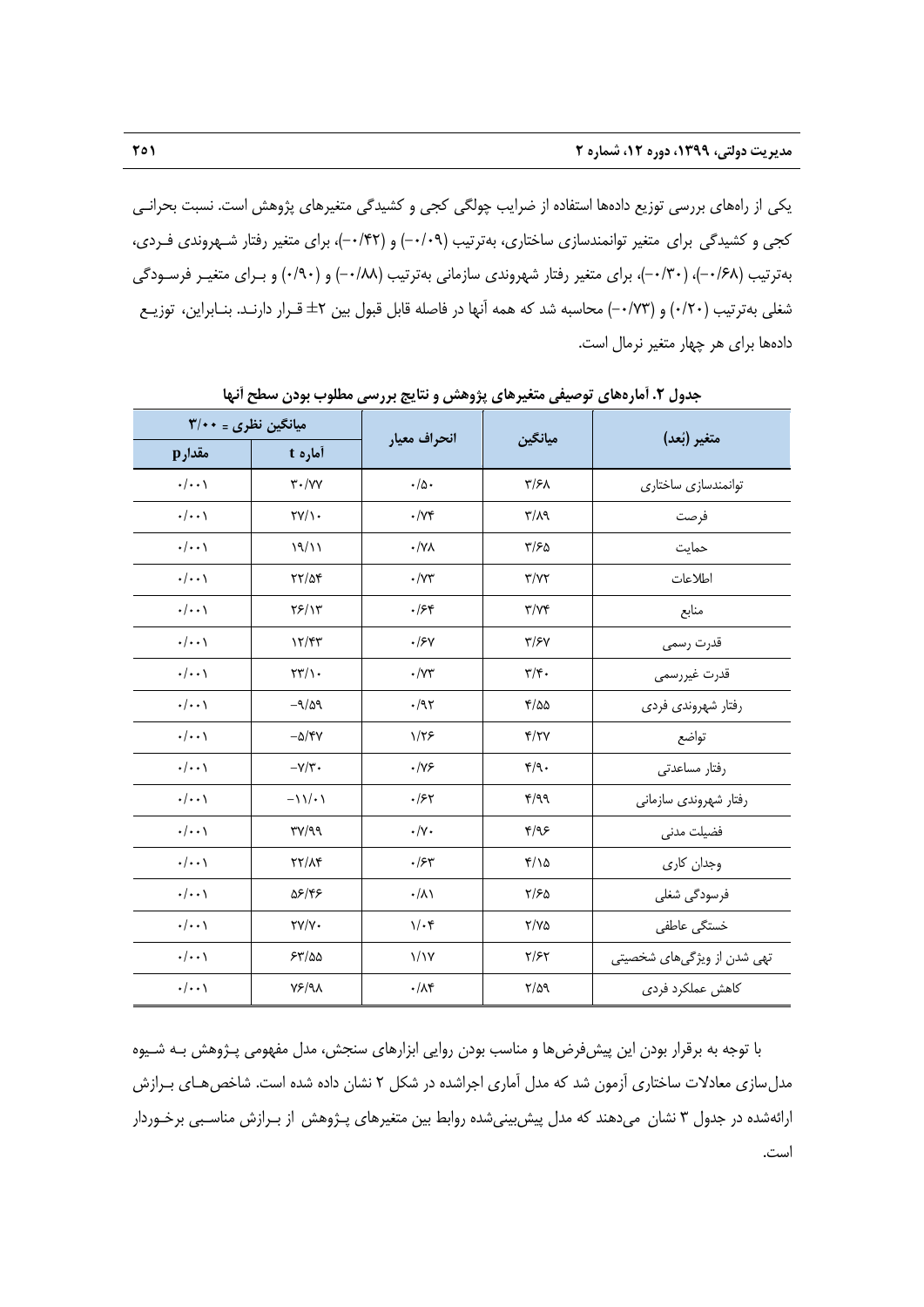یکی از راه‌های بررسی توزیع داده‌ها استفاده از ضرایب چولگی کجی و کشیدگی متغیرهای پژوهش است. نسبت بحرانی کجی و کشیدگی برای متغیر توانمندسازی ساختاری، به‌ترتیب (۰/۰۹-) و (۰/۴۲-)، برای متغیر رفتار شهروندی فردی، به‌ترتیب (۰/۶۸-)، (۰/۳۰-)، برای متغیر رفتار شهروندی سازمانی به‌ترتیب (۰/۸۸-) و (۰/۹۰) و برای متغیر فرسودگی شغلی به‌ترتیب (۰/۲۰) و (۰/۷۳-) محاسبه شد که همه آنها در فاصله قابل قبول بین ۲± قرار دارند. بنابراین، توزیع داده‌ها برای هر چهار متغیر نرمال است.

**جدول ۲. آماره‌های توصیفی متغیرهای پژوهش و نتایج بررسی مطلوب بودن سطح آنها**

| متغیر (بعد) | میانگین | انحراف معیار | میانگین نظری = ۳/۰۰ | |
|---|---|---|---|---|
| | | | آماره t | مقدارp |
| توانمندسازی ساختاری | ۳/۶۸ | ۰/۵۰ | ۳۰/۷۷ | ۰/۰۰۱ |
| فرصت | ۳/۸۹ | ۰/۷۴ | ۲۷/۱۰ | ۰/۰۰۱ |
| حمایت | ۳/۶۵ | ۰/۷۸ | ۱۹/۱۱ | ۰/۰۰۱ |
| اطلاعات | ۳/۷۲ | ۰/۷۳ | ۲۲/۵۴ | ۰/۰۰۱ |
| منابع | ۳/۷۴ | ۰/۶۴ | ۲۶/۱۳ | ۰/۰۰۱ |
| قدرت رسمی | ۳/۶۷ | ۰/۶۷ | ۱۲/۴۳ | ۰/۰۰۱ |
| قدرت غیررسمی | ۳/۴۰ | ۰/۷۳ | ۲۳/۱۰ | ۰/۰۰۱ |
| رفتار شهروندی فردی | ۴/۵۵ | ۰/۹۲ | ۹/۵۹- | ۰/۰۰۱ |
| تواضع | ۴/۲۷ | ۱/۲۶ | ۵/۴۷- | ۰/۰۰۱ |
| رفتار مساعدتی | ۴/۹۰ | ۰/۷۶ | ۷/۳۰- | ۰/۰۰۱ |
| رفتار شهروندی سازمانی | ۴/۹۹ | ۰/۶۲ | ۱۱/۰۱- | ۰/۰۰۱ |
| فضیلت مدنی | ۴/۹۶ | ۰/۷۰ | ۳۷/۹۹ | ۰/۰۰۱ |
| وجدان کاری | ۴/۱۵ | ۰/۶۳ | ۲۲/۸۴ | ۰/۰۰۱ |
| فرسودگی شغلی | ۲/۶۵ | ۰/۸۱ | ۵۶/۴۶ | ۰/۰۰۱ |
| خستگی عاطفی | ۲/۷۵ | ۱/۰۴ | ۲۷/۷۰ | ۰/۰۰۱ |
| تهی شدن از ویژگی‌های شخصیتی | ۲/۶۲ | ۱/۱۷ | ۶۳/۵۵ | ۰/۰۰۱ |
| کاهش عملکرد فردی | ۲/۵۹ | ۰/۸۴ | ۷۶/۹۸ | ۰/۰۰۱ |

با توجه به برقرار بودن این پیش‌فرض‌ها و مناسب بودن روایی ابزارهای سنجش، مدل مفهومی پژوهش به شیوه مدل‌سازی معادلات ساختاری آزمون شد که مدل آماری اجراشده در شکل ۲ نشان داده شده است. شاخص‌های برازش ارائه‌شده در جدول ۳ نشان می‌دهند که مدل پیش‌بینی‌شده روابط بین متغیرهای پژوهش از برازش مناسبی برخوردار است.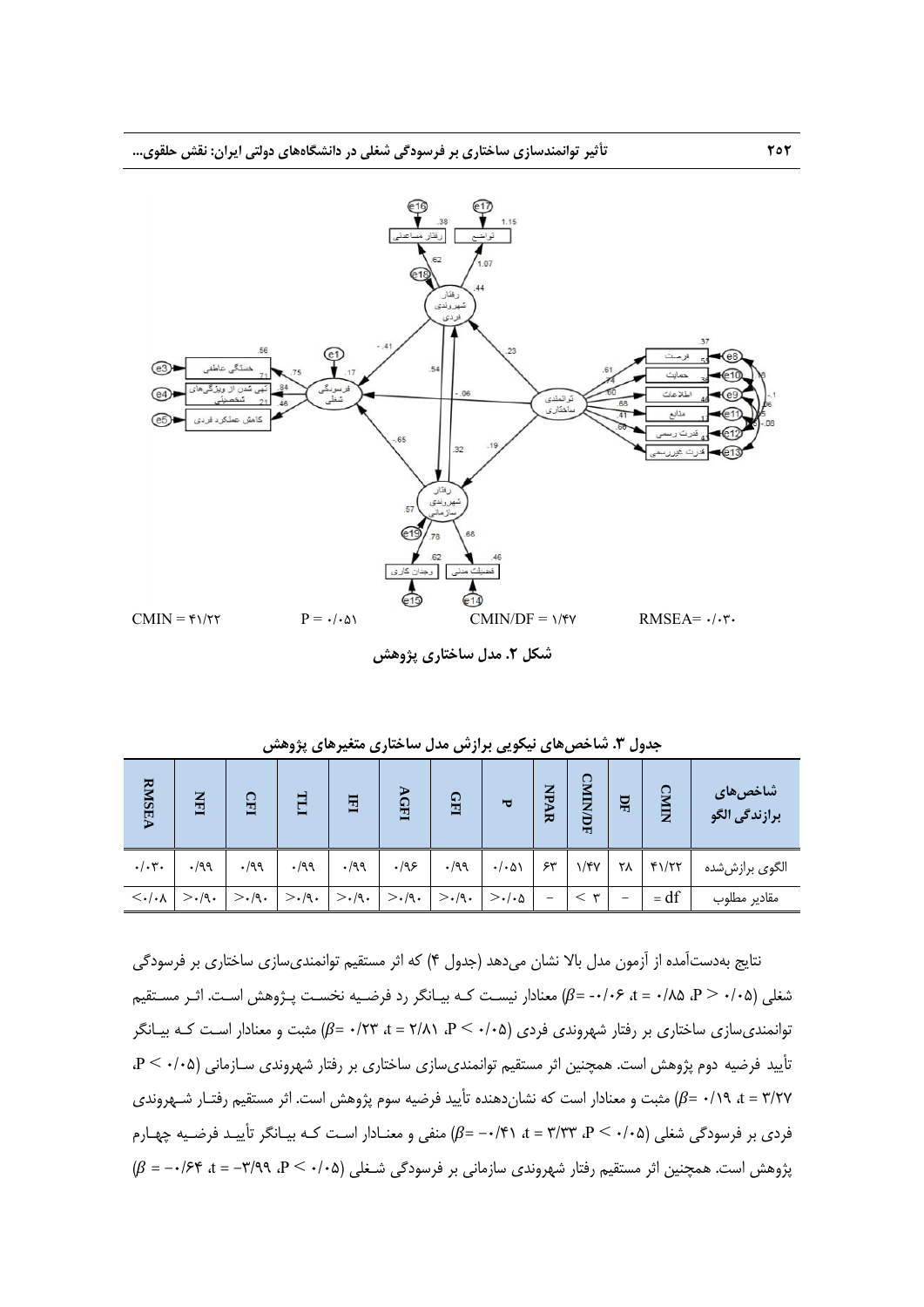CMIN = ۴۱/۲۲ P = ۰/۰۵۱ CMIN/DF = ۱/۴۷ RMSEA= ۰/۰۳۰

**شکل ۲. مدل ساختاری پژوهش**

**جدول ۳. شاخص‌های نیکویی برازش مدل ساختاری متغیرهای پژوهش**

| شاخص‌های برازندگی الگو | CMIN | DF | CMIN/DF | NPAR | P | GFI | AGFI | IFI | TLI | CFI | NFI | RMSEA |
|---|---|---|---|---|---|---|---|---|---|---|---|---|
| الگوی برازش‌شده | ۴۱/۲۲ | ۲۸ | ۱/۴۷ | ۶۳ | ۰/۰۵۱ | ۰/۹۹ | ۰/۹۶ | ۰/۹۹ | ۰/۹۹ | ۰/۹۹ | ۰/۹۹ | ۰/۰۳۰ |
| مقادیر مطلوب | = df | – | < ۳ | – | >۰/۰۵ | >۰/۹۰ | >۰/۹۰ | >۰/۹۰ | >۰/۹۰ | >۰/۹۰ | >۰/۹۰ | <۰/۰۸ |

نتایج به‌دست‌آمده از آزمون مدل بالا نشان می‌دهد (جدول ۴) که اثر مستقیم توانمندسازی ساختاری بر فرسودگی شغلی ($\beta$= -۰/۰۶، t = ۰/۸۵، P > ۰/۰۵) معنادار نیست که بیانگر رد فرضیه نخست پژوهش است. اثر مستقیم توانمندسازی ساختاری بر رفتار شهروندی فردی ($\beta$= ۰/۲۳، t = ۲/۸۱، P < ۰/۰۵) مثبت و معنادار است که بیانگر تأیید فرضیه دوم پژوهش است. همچنین اثر مستقیم توانمندسازی ساختاری بر رفتار شهروندی سازمانی (P < ۰/۰۵، t = ۳/۲۷، $\beta$= ۰/۱۹) مثبت و معنادار است که نشان‌دهنده تأیید فرضیه سوم پژوهش است. اثر مستقیم رفتار شهروندی فردی بر فرسودگی شغلی ($\beta$= -۰/۴۱، t = ۳/۳۳، P < ۰/۰۵) منفی و معنادار است که بیانگر تأیید فرضیه چهارم پژوهش است. همچنین اثر مستقیم رفتار شهروندی سازمانی بر فرسودگی شغلی (P < ۰/۰۵، t = -۳/۹۹، $\beta$ = -۰/۶۴)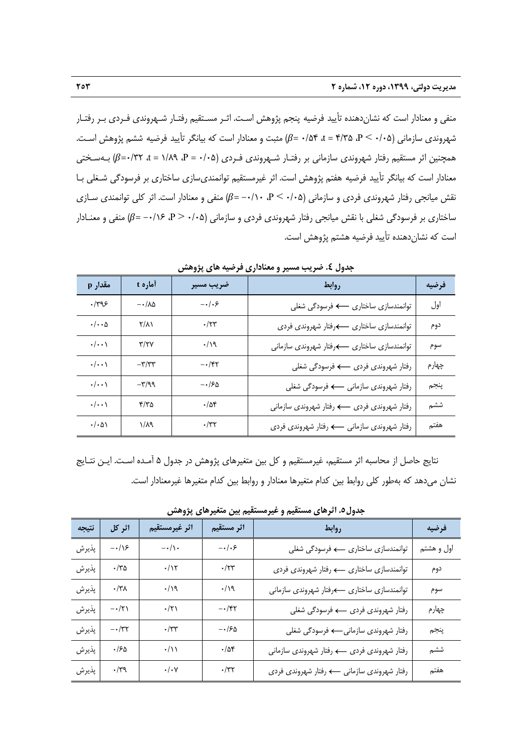منفی و معنادار است که نشان‌دهنده تأیید فرضیه پنجم پژوهش است. اثر مستقیم رفتار شهروندی فردی بر رفتار شهروندی سازمانی ($P < ۰/۰۵$، $t = ۴/۳۵$، $\beta = ۰/۵۴$) مثبت و معنادار است که بیانگر تأیید فرضیه ششم پژوهش است. همچنین اثر مستقیم رفتار شهروندی سازمانی بر رفتار شهروندی فردی ($P = ۰/۰۵$، $t = ۱/۸۹$، $\beta = ۰/۳۲$) به‌سختی معنادار است که بیانگر تأیید فرضیه هفتم پژوهش است. اثر غیرمستقیم توانمندی‌سازی ساختاری بر فرسودگی شغلی با نقش میانجی رفتار شهروندی فردی و سازمانی ($P < ۰/۰۵$، $\beta = -۰/۱۰$) منفی و معنادار است. اثر کلی توانمندی سازی ساختاری بر فرسودگی شغلی با نقش میانجی رفتار شهروندی فردی و سازمانی ($P > ۰/۰۵$، $\beta = -۰/۱۶$) منفی و معنادار است که نشان‌دهنده تأیید فرضیه هشتم پژوهش است.

**جدول ٤. ضریب مسیر و معناداری فرضیه های پژوهش**

| فرضیه | روابط | ضریب مسیر | آماره t | مقدار p |
|---|---|---|---|---|
| اول | توانمندسازی ساختاری ⟵ فرسودگی شغلی | ۰/۰۶- | ۰/۸۵- | ۰/۳۹۶ |
| دوم | توانمندسازی ساختاری ⟵رفتار شهروندی فردی | ۰/۲۳ | ۲/۸۱ | ۰/۰۰۵ |
| سوم | توانمندسازی ساختاری ⟵رفتار شهروندی سازمانی | ۰/۱۹ | ۳/۲۷ | ۰/۰۰۱ |
| چهارم | رفتار شهروندی فردی ⟵ فرسودگی شغلی | ۰/۴۲- | ۳/۳۳- | ۰/۰۰۱ |
| پنجم | رفتار شهروندی سازمانی ⟵ فرسودگی شغلی | ۰/۶۵- | ۳/۹۹- | ۰/۰۰۱ |
| ششم | رفتار شهروندی فردی ⟵ رفتار شهروندی سازمانی | ۰/۵۴ | ۴/۳۵ | ۰/۰۰۱ |
| هفتم | رفتار شهروندی سازمانی ⟵ رفتار شهروندی فردی | ۰/۳۲ | ۱/۸۹ | ۰/۰۵۱ |

نتایج حاصل از محاسبه اثر مستقیم، غیرمستقیم و کل بین متغیرهای پژوهش در جدول ۵ آمده است. این نتایج نشان می‌دهد که به‌طور کلی روابط بین کدام متغیرها معنادار و روابط بین کدام متغیرها غیرمعنادار است.

**جدول۵. اثرهای مستقیم و غیرمستقیم بین متغیرهای پژوهش**

| فرضیه | روابط | اثر مستقیم | اثر غیرمستقیم | اثر کل | نتیجه |
|---|---|---|---|---|---|
| اول و هشتم | توانمندسازی ساختاری ⟵ فرسودگی شغلی | ۰/۰۶- | ۰/۱۰- | ۰/۱۶- | پذیرش |
| دوم | توانمندسازی ساختاری ⟵ رفتار شهروندی فردی | ۰/۲۳ | ۰/۱۲ | ۰/۳۵ | پذیرش |
| سوم | توانمندسازی ساختاری ⟵رفتار شهروندی سازمانی | ۰/۱۹ | ۰/۱۹ | ۰/۳۸ | پذیرش |
| چهارم | رفتار شهروندی فردی ⟵ فرسودگی شغلی | ۰/۴۲- | ۰/۲۱ | ۰/۲۱- | پذیرش |
| پنجم | رفتار شهروندی سازمانی⟵ فرسودگی شغلی | ۰/۶۵- | ۰/۳۳ | ۰/۳۲- | پذیرش |
| ششم | رفتار شهروندی فردی ⟵ رفتار شهروندی سازمانی | ۰/۵۴ | ۰/۱۱ | ۰/۶۵ | پذیرش |
| هفتم | رفتار شهروندی سازمانی ⟵ رفتار شهروندی فردی | ۰/۳۲ | ۰/۰۷ | ۰/۳۹ | پذیرش |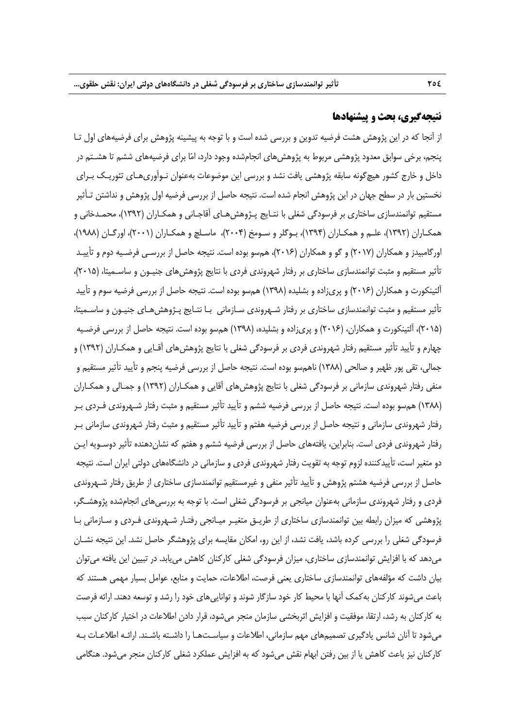## نتیجه‌گیری، بحث و پیشنهادها

از آنجا که در این پژوهش هشت فرضیه تدوین و بررسی شده است و با توجه به پیشینه پژوهش برای فرضیه‌های اول تا پنجم، برخی سوابق معدود پژوهشی مربوط به پژوهش‌های انجام‌شده وجود دارد، امّا برای فرضیه‌های ششم تا هشتم در داخل و خارج کشور هیچ‌گونه سابقه پژوهشی یافت نشد و بررسی این موضوعات به‌عنوان نوآوری‌های تئوریک برای نخستین بار در سطح جهان در این پژوهش انجام شده است. نتیجه حاصل از بررسی فرضیه اول پژوهش و نداشتن تأثیر مستقیم توانمندسازی ساختاری بر فرسودگی شغلی با نتایج پژوهش‌های آقاجانی و همکاران (۱۳۹۲)، محمدخانی و همکاران (۱۳۹۲)، علم و همکاران (۱۳۹۴)، بوگلر و سومخ (۲۰۰۴)، ماسلچ و همکاران (۲۰۰۱)، اورگان (۱۹۸۸)، اورگامبیدز و همکاران (۲۰۱۷) و گو و همکاران (۲۰۱۶)، همسو بوده است. نتیجه حاصل از بررسی فرضیه دوم و تأیید تأثیر مستقیم و مثبت توانمندسازی ساختاری بر رفتار شهروندی فردی با نتایج پژوهش‌های جنیون و ساسمیتا، (۲۰۱۵)، آلتینکورت و همکاران (۲۰۱۶) و پری‌زاده و بشلیده (۱۳۹۸) همسو بوده است. نتیجه حاصل از بررسی فرضیه سوم و تأیید تأثیر مستقیم و مثبت توانمندسازی ساختاری بر رفتار شهروندی سازمانی با نتایج پژوهش‌های جنیون و ساسمیتا، (۲۰۱۵)، آلتینکورت و همکاران، (۲۰۱۶) و پری‌زاده و بشلیده، (۱۳۹۸) همسو بوده است. نتیجه حاصل از بررسی فرضیه چهارم و تأیید تأثیر مستقیم رفتار شهروندی فردی بر فرسودگی شغلی با نتایج پژوهش‌های آقایی و همکاران (۱۳۹۲) و جمالی، تقی پور ظهیر و صالحی (۱۳۸۸) ناهم‌سو بوده است. نتیجه حاصل از بررسی فرضیه پنجم و تأیید تأثیر مستقیم و منفی رفتار شهروندی سازمانی بر فرسودگی شغلی با نتایج پژوهش‌های آقایی و همکاران (۱۳۹۲) و جمالی و همکاران (۱۳۸۸) هم‌سو بوده است. نتیجه حاصل از بررسی فرضیه ششم و تأیید تأثیر مستقیم و مثبت رفتار شهروندی فردی بر رفتار شهروندی سازمانی و نتیجه حاصل از بررسی فرضیه هفتم و تأیید تأثیر مستقیم و مثبت رفتار شهروندی سازمانی بر رفتار شهروندی فردی است. بنابراین، یافته‌های حاصل از بررسی فرضیه ششم و هفتم که نشان‌دهنده تأثیر دوسویه این دو متغیر است، تأییدکننده لزوم توجه به تقویت رفتار شهروندی فردی و سازمانی در دانشگاه‌های دولتی ایران است. نتیجه حاصل از بررسی فرضیه هشتم پژوهش و تأیید تأثیر منفی و غیرمستقیم توانمندسازی ساختاری از طریق رفتار شهروندی فردی و رفتار شهروندی سازمانی به‌عنوان میانجی بر فرسودگی شغلی است. با توجه به بررسی‌های انجام‌شده پژوهشگر، پژوهشی که میزان رابطه بین توانمندسازی ساختاری از طریق متغیر میانجی رفتار شهروندی فردی و سازمانی با فرسودگی شغلی را بررسی کرده باشد، یافت نشد، از این رو، امکان مقایسه برای پژوهشگر حاصل نشد. این نتیجه نشان می‌دهد که با افزایش توانمندسازی ساختاری، میزان فرسودگی شغلی کارکنان کاهش می‌یابد. در تبیین این یافته می‌توان بیان داشت که مؤلفه‌های توانمندسازی ساختاری یعنی فرصت، اطلاعات، حمایت و منابع، عوامل بسیار مهمی هستند که باعث می‌شوند کارکنان به‌کمک آنها با محیط کار خود سازگار شوند و توانایی‌های خود را رشد و توسعه دهند. ارائه فرصت به کارکنان به رشد، ارتقا، موفقیت و افزایش اثربخشی سازمان منجر می‌شود، قرار دادن اطلاعات در اختیار کارکنان سبب می‌شود تا آنان شانس یادگیری تصمیم‌های مهم سازمانی، اطلاعات و سیاست‌ها را داشته باشند. ارائه اطلاعات به کارکنان نیز باعث کاهش یا از بین رفتن ابهام نقش می‌شود که به افزایش عملکرد شغلی کارکنان منجر می‌شود. هنگامی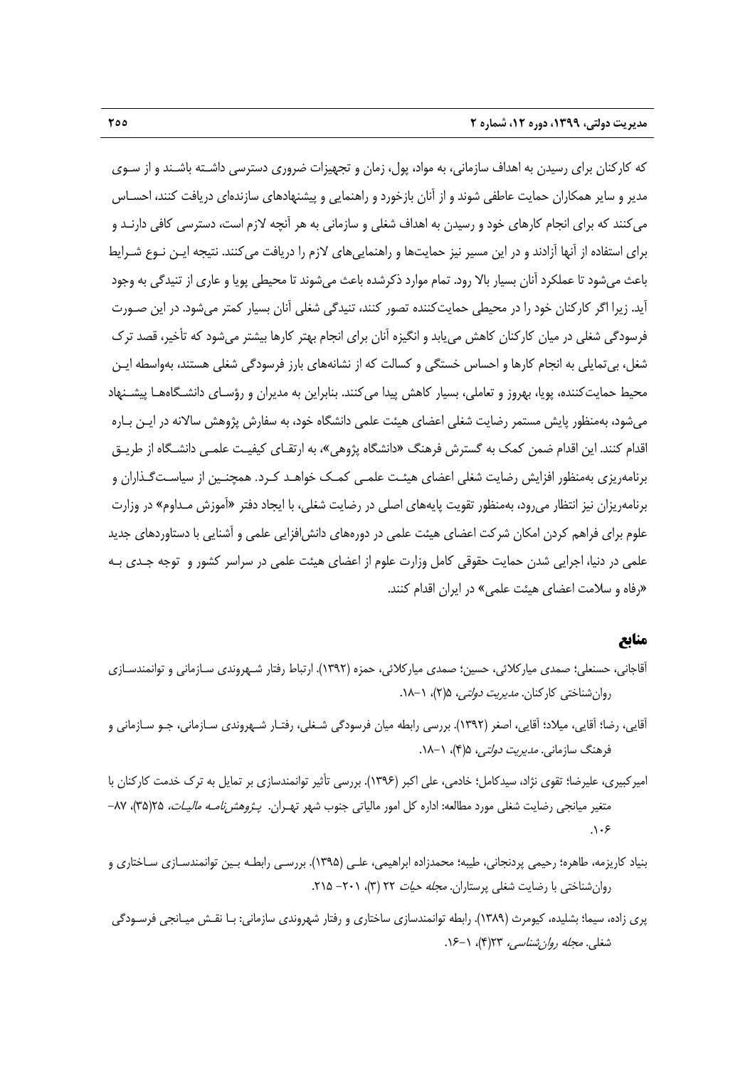که کارکنان برای رسیدن به اهداف سازمانی، به مواد، پول، زمان و تجهیزات ضروری دسترسی داشته باشند و از سوی مدیر و سایر همکاران حمایت عاطفی شوند و از آنان بازخورد و راهنمایی و پیشنهادهای سازنده‌ای دریافت کنند، احساس می‌کنند که برای انجام کارهای خود و رسیدن به اهداف شغلی و سازمانی به هر آنچه لازم است، دسترسی کافی دارند و برای استفاده از آنها آزادند و در این مسیر نیز حمایت‌ها و راهنمایی‌های لازم را دریافت می‌کنند. نتیجه این نوع شرایط باعث می‌شود تا عملکرد آنان بسیار بالا رود. تمام موارد ذکرشده باعث می‌شوند تا محیطی پویا و عاری از تنیدگی به وجود آید. زیرا اگر کارکنان خود را در محیطی حمایت‌کننده تصور کنند، تنیدگی شغلی آنان بسیار کمتر می‌شود. در این صورت فرسودگی شغلی در میان کارکنان کاهش می‌یابد و انگیزه آنان برای انجام بهتر کارها بیشتر می‌شود که تأخیر، قصد ترک شغل، بی‌تمایلی به انجام کارها و احساس خستگی و کسالت که از نشانه‌های بارز فرسودگی شغلی هستند، به‌واسطه این محیط حمایت‌کننده، پویا، بهروز و تعاملی، بسیار کاهش پیدا می‌کنند. بنابراین به مدیران و رؤسای دانشگاه‌ها پیشنهاد می‌شود، به‌منظور پایش مستمر رضایت شغلی اعضای هیئت علمی دانشگاه خود، به سفارش پژوهش سالانه در این باره اقدام کنند. این اقدام ضمن کمک به گسترش فرهنگ «دانشگاه پژوهی»، به ارتقای کیفیت علمی دانشگاه از طریق برنامه‌ریزی به‌منظور افزایش رضایت شغلی اعضای هیئت علمی کمک خواهد کرد. همچنین از سیاست‌گذاران و برنامه‌ریزان نیز انتظار می‌رود، به‌منظور تقویت پایه‌های اصلی در رضایت شغلی، با ایجاد دفتر «آموزش مداوم» در وزارت علوم برای فراهم کردن امکان شرکت اعضای هیئت علمی در دوره‌های دانش‌افزایی علمی و آشنایی با دستاوردهای جدید علمی در دنیا، اجرایی شدن حمایت حقوقی کامل وزارت علوم از اعضای هیئت علمی در سراسر کشور و توجه جدی به «رفاه و سلامت اعضای هیئت علمی» در ایران اقدام کنند.

## منابع

آقاجانی، حسنعلی؛ صمدی میارکلائی، حسین؛ صمدی میارکلائی، حمزه (۱۳۹۲). ارتباط رفتار شهروندی سازمانی و توانمندسازی روان‌شناختی کارکنان. *مدیریت دولتی*، ۵(۲)، ۱-۱۸.

آقایی، رضا؛ آقایی، میلاد؛ آقایی، اصغر (۱۳۹۲). بررسی رابطه میان فرسودگی شغلی، رفتار شهروندی سازمانی، جو سازمانی و فرهنگ سازمانی. *مدیریت دولتی*، ۵(۴)، ۱-۱۸.

امیرکبیری، علیرضا؛ تقوی نژاد، سیدکامل؛ خادمی، علی اکبر (۱۳۹۶). بررسی تأثیر توانمندسازی بر تمایل به ترک خدمت کارکنان با متغیر میانجی رضایت شغلی مورد مطالعه: اداره کل امور مالیاتی جنوب شهر تهران. *پژوهش‌نامه مالیات*، ۲۵(۳۵)، ۸۷-۱۰۶.

بنیاد کاریزمه، طاهره؛ رحیمی پردنجانی، طیبه؛ محمدزاده ابراهیمی، علی (۱۳۹۵). بررسی رابطه بین توانمندسازی ساختاری و روان‌شناختی با رضایت شغلی پرستاران. *مجله حیات* ۲۲ (۳)، ۲۰۱- ۲۱۵.

پری زاده، سیما؛ بشلیده، کیومرث (۱۳۸۹). رابطه توانمندسازی ساختاری و رفتار شهروندی سازمانی: با نقش میانجی فرسودگی شغلی. *مجله روان‌شناسی*، ۲۳(۴)، ۱-۱۶.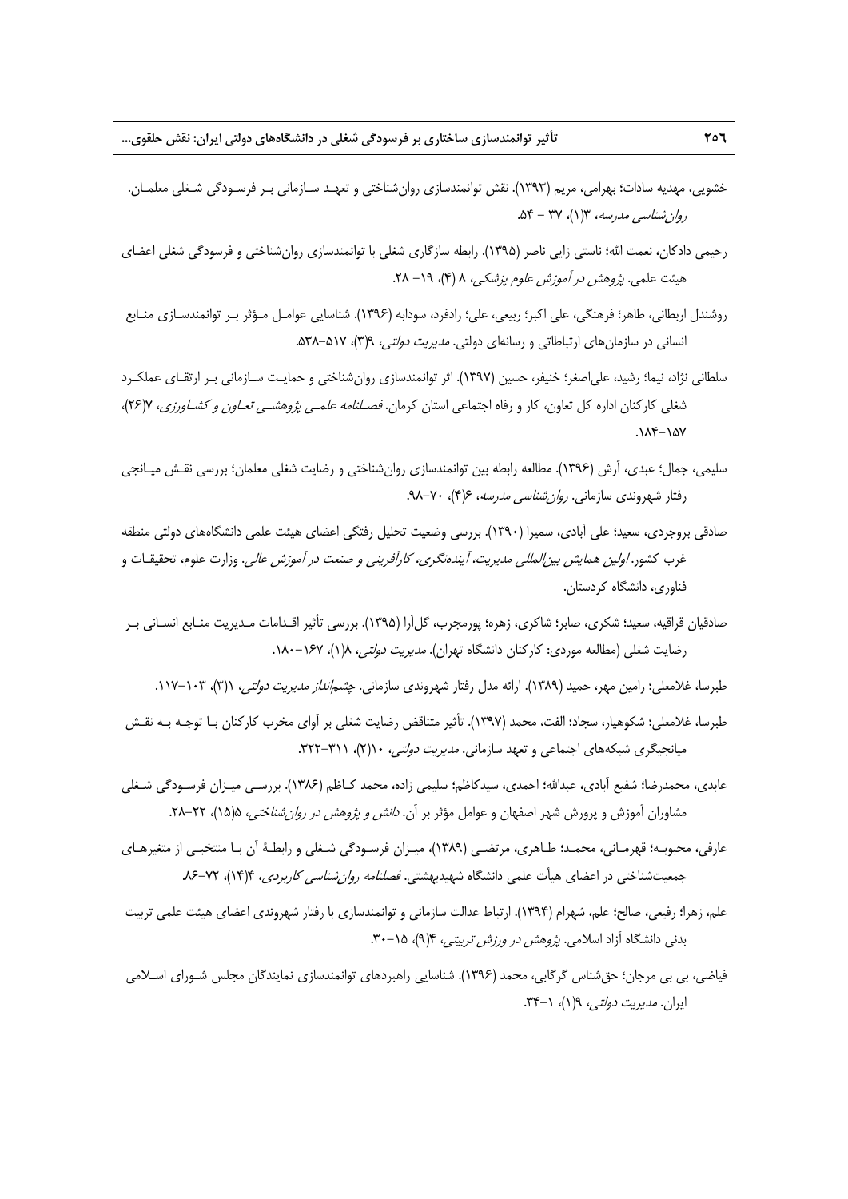خشویی، مهدیه سادات؛ بهرامی، مریم (۱۳۹۳). نقش توانمندسازی روان‌شناختی و تعهد سازمانی بر فرسودگی شغلی معلمان. *روان‌شناسی مدرسه*، ۳(۱)، ۳۷ – ۵۴.

رحیمی دادکان، نعمت الله؛ ناستی زایی ناصر (۱۳۹۵). رابطه سازگاری شغلی با توانمندسازی روان‌شناختی و فرسودگی شغلی اعضای هیئت علمی. *پژوهش در آموزش علوم پزشکی*، ۸ (۴)، ۱۹– ۲۸.

روشندل اربطانی، طاهر؛ فرهنگی، علی اکبر؛ ربیعی، علی؛ رادفرد، سودابه (۱۳۹۶). شناسایی عوامل مؤثر بر توانمندسازی منابع انسانی در سازمان‌های ارتباطاتی و رسانه‌ای دولتی. *مدیریت دولتی*، ۹(۳)، ۵۱۷–۵۳۸.

سلطانی نژاد، نیما؛ رشید، علی‌اصغر؛ خنیفر، حسین (۱۳۹۷). اثر توانمندسازی روان‌شناختی و حمایت سازمانی بر ارتقای عملکرد شغلی کارکنان اداره کل تعاون، کار و رفاه اجتماعی استان کرمان. *فصلنامه علمی پژوهشی تعاون و کشاورزی*، ۷(۲۶)، ۱۵۷–۱۸۴.

سلیمی، جمال؛ عبدی، آرش (۱۳۹۶). مطالعه رابطه بین توانمندسازی روان‌شناختی و رضایت شغلی معلمان؛ بررسی نقش میانجی رفتار شهروندی سازمانی. *روان‌شناسی مدرسه*، ۶(۴)، ۷۰–۹۸.

صادقی بروجردی، سعید؛ علی آبادی، سمیرا (۱۳۹۰). بررسی وضعیت تحلیل رفتگی اعضای هیئت علمی دانشگاه‌های دولتی منطقه غرب کشور. *اولین همایش بین‌المللی مدیریت، آینده‌نگری، کارآفرینی و صنعت در آموزش عالی*. وزارت علوم، تحقیقات و فناوری، دانشگاه کردستان.

صادقیان قراقیه، سعید؛ شکری، صابر؛ شاکری، زهره؛ پورمجرب، گل‌آرا (۱۳۹۵). بررسی تأثیر اقدامات مدیریت منابع انسانی بر رضایت شغلی (مطالعه موردی: کارکنان دانشگاه تهران). *مدیریت دولتی*، ۸(۱)، ۱۶۷–۱۸۰.

طبرسا، غلامعلی؛ رامین مهر، حمید (۱۳۸۹). ارائه مدل رفتار شهروندی سازمانی. *چشم‌انداز مدیریت دولتی*، ۱(۳)، ۱۰۳–۱۱۷.

طبرسا، غلامعلی؛ شکوهیار، سجاد؛ الفت، محمد (۱۳۹۷). تأثیر متناقض رضایت شغلی بر آوای مخرب کارکنان با توجه به نقش میانجیگری شبکه‌های اجتماعی و تعهد سازمانی. *مدیریت دولتی*، ۱۰(۲)، ۳۱۱–۳۲۲.

عابدی، محمدرضا؛ شفیع آبادی، عبدالله؛ احمدی، سیدکاظم؛ سلیمی زاده، محمد کاظم (۱۳۸۶). بررسی میزان فرسودگی شغلی مشاوران آموزش و پرورش شهر اصفهان و عوامل مؤثر بر آن. *دانش و پژوهش در روان‌شناختی*، ۵(۱۵)، ۲۲–۲۸.

عارفی، محبوبه؛ قهرمانی، محمد؛ طاهری، مرتضی (۱۳۸۹)، میزان فرسودگی شغلی و رابطهٔ آن با منتخبی از متغیرهای جمعیت‌شناختی در اعضای هیأت علمی دانشگاه شهیدبهشتی. *فصلنامه روان‌شناسی کاربردی*، ۴(۱۴)، ۷۲–۸۶.

علم، زهرا؛ رفیعی، صالح؛ علم، شهرام (۱۳۹۴). ارتباط عدالت سازمانی و توانمندسازی با رفتار شهروندی اعضای هیئت علمی تربیت بدنی دانشگاه آزاد اسلامی. *پژوهش در ورزش تربیتی*، ۴(۹)، ۱۵–۳۰.

فیاضی، بی بی مرجان؛ حق‌شناس گرگابی، محمد (۱۳۹۶). شناسایی راهبردهای توانمندسازی نمایندگان مجلس شورای اسلامی ایران. *مدیریت دولتی*، ۹(۱)، ۱–۳۴.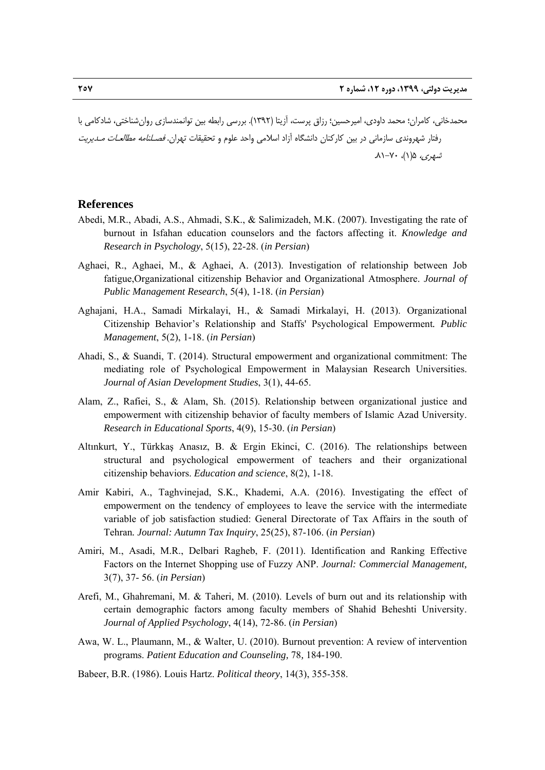محمدخانی، کامران؛ محمد داودی، امیرحسین؛ رزاق پرست، آزیتا (۱۳۹۲). بررسی رابطه بین توانمندسازی روان‌شناختی، شادکامی با رفتار شهروندی سازمانی در بین کارکنان دانشگاه آزاد اسلامی واحد علوم و تحقیقات تهران. *فصلنامه مطالعات مدیریت شهری*، ۵(۱)، ۷۰-۸۱.

## References

Abedi, M.R., Abadi, A.S., Ahmadi, S.K., & Salimizadeh, M.K. (2007). Investigating the rate of burnout in Isfahan education counselors and the factors affecting it. *Knowledge and Research in Psychology*, 5(15), 22-28. (*in Persian*)

Aghaei, R., Aghaei, M., & Aghaei, A. (2013). Investigation of relationship between Job fatigue,Organizational citizenship Behavior and Organizational Atmosphere. *Journal of Public Management Research*, 5(4), 1-18. (*in Persian*)

Aghajani, H.A., Samadi Mirkalayi, H., & Samadi Mirkalayi, H. (2013). Organizational Citizenship Behavior's Relationship and Staffs' Psychological Empowerment. *Public Management*, 5(2), 1-18. (*in Persian*)

Ahadi, S., & Suandi, T. (2014). Structural empowerment and organizational commitment: The mediating role of Psychological Empowerment in Malaysian Research Universities. *Journal of Asian Development Studies*, 3(1), 44-65.

Alam, Z., Rafiei, S., & Alam, Sh. (2015). Relationship between organizational justice and empowerment with citizenship behavior of faculty members of Islamic Azad University. *Research in Educational Sports*, 4(9), 15-30. (*in Persian*)

Altınkurt, Y., Türkkaş Anasız, B. & Ergin Ekinci, C. (2016). The relationships between structural and psychological empowerment of teachers and their organizational citizenship behaviors. *Education and science*, 8(2), 1-18.

Amir Kabiri, A., Taghvinejad, S.K., Khademi, A.A. (2016). Investigating the effect of empowerment on the tendency of employees to leave the service with the intermediate variable of job satisfaction studied: General Directorate of Tax Affairs in the south of Tehran. *Journal: Autumn Tax Inquiry*, 25(25), 87-106. (*in Persian*)

Amiri, M., Asadi, M.R., Delbari Ragheb, F. (2011). Identification and Ranking Effective Factors on the Internet Shopping use of Fuzzy ANP. *Journal: Commercial Management,* 3(7), 37- 56. (*in Persian*)

Arefi, M., Ghahremani, M. & Taheri, M. (2010). Levels of burn out and its relationship with certain demographic factors among faculty members of Shahid Beheshti University. *Journal of Applied Psychology*, 4(14), 72-86. (*in Persian*)

Awa, W. L., Plaumann, M., & Walter, U. (2010). Burnout prevention: A review of intervention programs. *Patient Education and Counseling,* 78*,* 184-190.

Babeer, B.R. (1986). Louis Hartz. *Political theory*, 14(3), 355-358.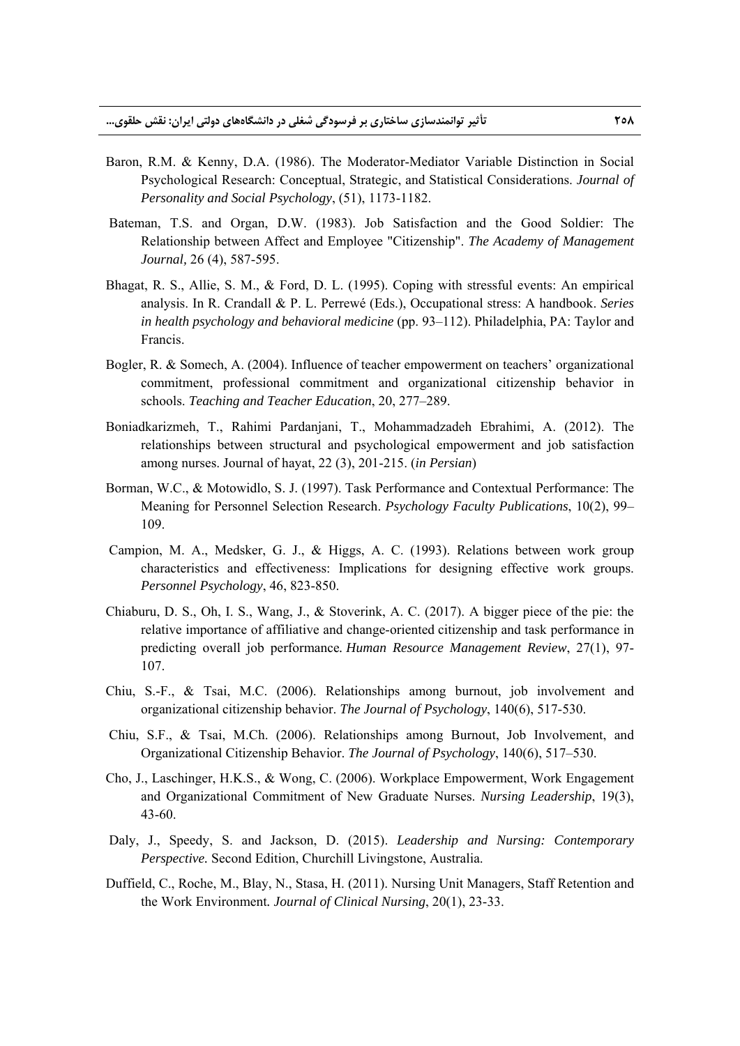Baron, R.M. & Kenny, D.A. (1986). The Moderator-Mediator Variable Distinction in Social Psychological Research: Conceptual, Strategic, and Statistical Considerations. *Journal of Personality and Social Psychology*, (51), 1173-1182.

Bateman, T.S. and Organ, D.W. (1983). Job Satisfaction and the Good Soldier: The Relationship between Affect and Employee "Citizenship". *The Academy of Management Journal*, 26 (4), 587-595.

Bhagat, R. S., Allie, S. M., & Ford, D. L. (1995). Coping with stressful events: An empirical analysis. In R. Crandall & P. L. Perrewé (Eds.), Occupational stress: A handbook. *Series in health psychology and behavioral medicine* (pp. 93–112). Philadelphia, PA: Taylor and Francis.

Bogler, R. & Somech, A. (2004). Influence of teacher empowerment on teachers' organizational commitment, professional commitment and organizational citizenship behavior in schools. *Teaching and Teacher Education*, 20, 277–289.

Boniadkarizmeh, T., Rahimi Pardanjani, T., Mohammadzadeh Ebrahimi, A. (2012). The relationships between structural and psychological empowerment and job satisfaction among nurses. Journal of hayat, 22 (3), 201-215. (*in Persian*)

Borman, W.C., & Motowidlo, S. J. (1997). Task Performance and Contextual Performance: The Meaning for Personnel Selection Research. *Psychology Faculty Publications*, 10(2), 99–109.

Campion, M. A., Medsker, G. J., & Higgs, A. C. (1993). Relations between work group characteristics and effectiveness: Implications for designing effective work groups. *Personnel Psychology*, 46, 823-850.

Chiaburu, D. S., Oh, I. S., Wang, J., & Stoverink, A. C. (2017). A bigger piece of the pie: the relative importance of affiliative and change-oriented citizenship and task performance in predicting overall job performance. *Human Resource Management Review*, 27(1), 97-107.

Chiu, S.-F., & Tsai, M.C. (2006). Relationships among burnout, job involvement and organizational citizenship behavior. *The Journal of Psychology*, 140(6), 517-530.

Chiu, S.F., & Tsai, M.Ch. (2006). Relationships among Burnout, Job Involvement, and Organizational Citizenship Behavior. *The Journal of Psychology*, 140(6), 517–530.

Cho, J., Laschinger, H.K.S., & Wong, C. (2006). Workplace Empowerment, Work Engagement and Organizational Commitment of New Graduate Nurses. *Nursing Leadership*, 19(3), 43-60.

Daly, J., Speedy, S. and Jackson, D. (2015). *Leadership and Nursing: Contemporary Perspective.* Second Edition, Churchill Livingstone, Australia.

Duffield, C., Roche, M., Blay, N., Stasa, H. (2011). Nursing Unit Managers, Staff Retention and the Work Environment. *Journal of Clinical Nursing*, 20(1), 23-33.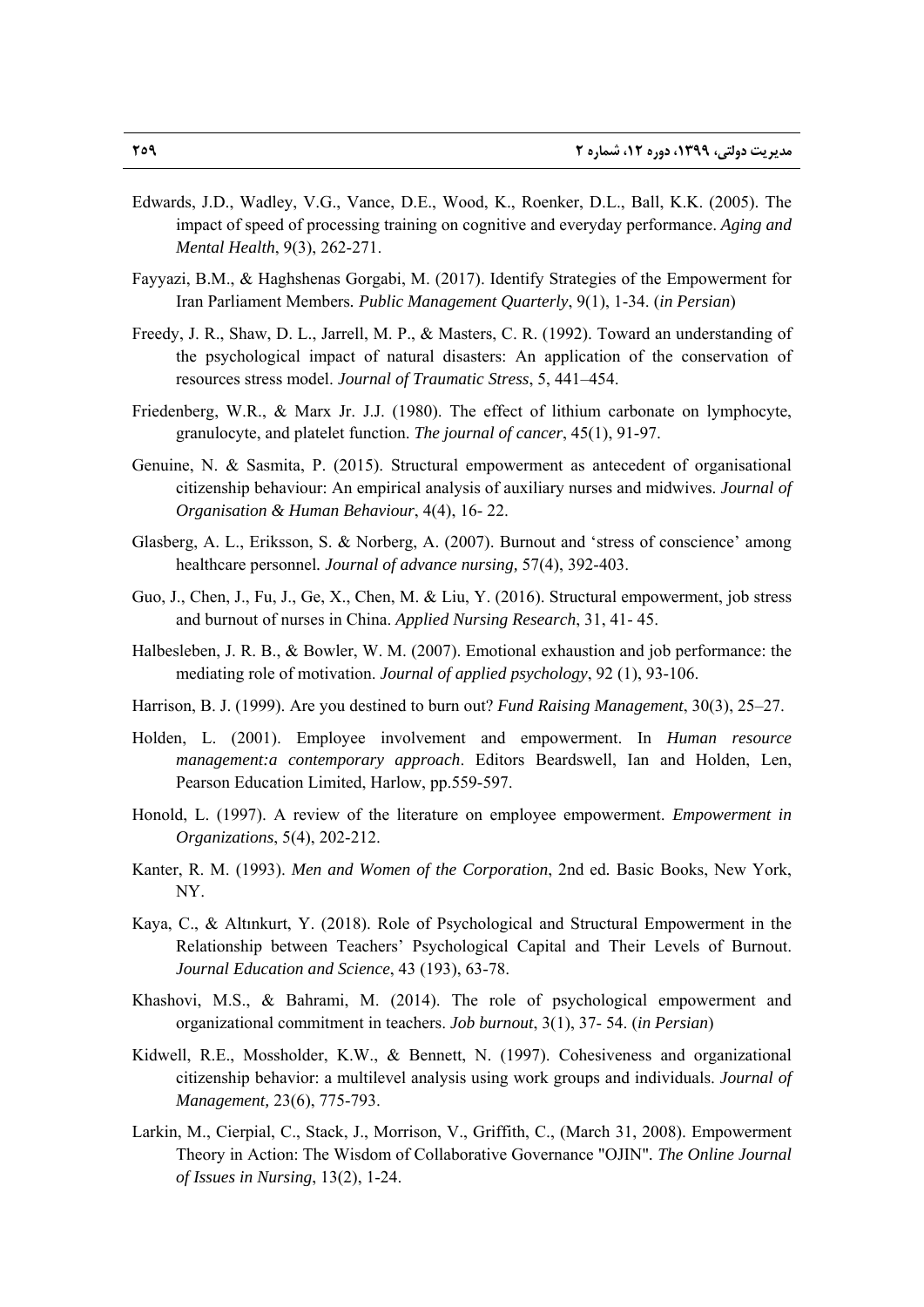Edwards, J.D., Wadley, V.G., Vance, D.E., Wood, K., Roenker, D.L., Ball, K.K. (2005). The impact of speed of processing training on cognitive and everyday performance. *Aging and Mental Health*, 9(3), 262-271.

Fayyazi, B.M., & Haghshenas Gorgabi, M. (2017). Identify Strategies of the Empowerment for Iran Parliament Members. *Public Management Quarterly*, 9(1), 1-34. (*in Persian*)

Freedy, J. R., Shaw, D. L., Jarrell, M. P., & Masters, C. R. (1992). Toward an understanding of the psychological impact of natural disasters: An application of the conservation of resources stress model. *Journal of Traumatic Stress*, 5, 441–454.

Friedenberg, W.R., & Marx Jr. J.J. (1980). The effect of lithium carbonate on lymphocyte, granulocyte, and platelet function. *The journal of cancer*, 45(1), 91-97.

Genuine, N. & Sasmita, P. (2015). Structural empowerment as antecedent of organisational citizenship behaviour: An empirical analysis of auxiliary nurses and midwives. *Journal of Organisation & Human Behaviour*, 4(4), 16- 22.

Glasberg, A. L., Eriksson, S. & Norberg, A. (2007). Burnout and 'stress of conscience' among healthcare personnel. *Journal of advance nursing,* 57(4), 392-403.

Guo, J., Chen, J., Fu, J., Ge, X., Chen, M. & Liu, Y. (2016). Structural empowerment, job stress and burnout of nurses in China. *Applied Nursing Research*, 31, 41- 45.

Halbesleben, J. R. B., & Bowler, W. M. (2007). Emotional exhaustion and job performance: the mediating role of motivation. *Journal of applied psychology*, 92 (1), 93-106.

Harrison, B. J. (1999). Are you destined to burn out? *Fund Raising Management*, 30(3), 25–27.

Holden, L. (2001). Employee involvement and empowerment. In *Human resource management:a contemporary approach*. Editors Beardswell, Ian and Holden, Len, Pearson Education Limited, Harlow, pp.559-597.

Honold, L. (1997). A review of the literature on employee empowerment. *Empowerment in Organizations*, 5(4), 202-212.

Kanter, R. M. (1993). *Men and Women of the Corporation*, 2nd ed. Basic Books, New York, NY.

Kaya, C., & Altınkurt, Y. (2018). Role of Psychological and Structural Empowerment in the Relationship between Teachers' Psychological Capital and Their Levels of Burnout. *Journal Education and Science*, 43 (193), 63-78.

Khashovi, M.S., & Bahrami, M. (2014). The role of psychological empowerment and organizational commitment in teachers. *Job burnout*, 3(1), 37- 54. (*in Persian*)

Kidwell, R.E., Mossholder, K.W., & Bennett, N. (1997). Cohesiveness and organizational citizenship behavior: a multilevel analysis using work groups and individuals. *Journal of Management,* 23(6), 775-793.

Larkin, M., Cierpial, C., Stack, J., Morrison, V., Griffith, C., (March 31, 2008). Empowerment Theory in Action: The Wisdom of Collaborative Governance "OJIN". *The Online Journal of Issues in Nursing*, 13(2), 1-24.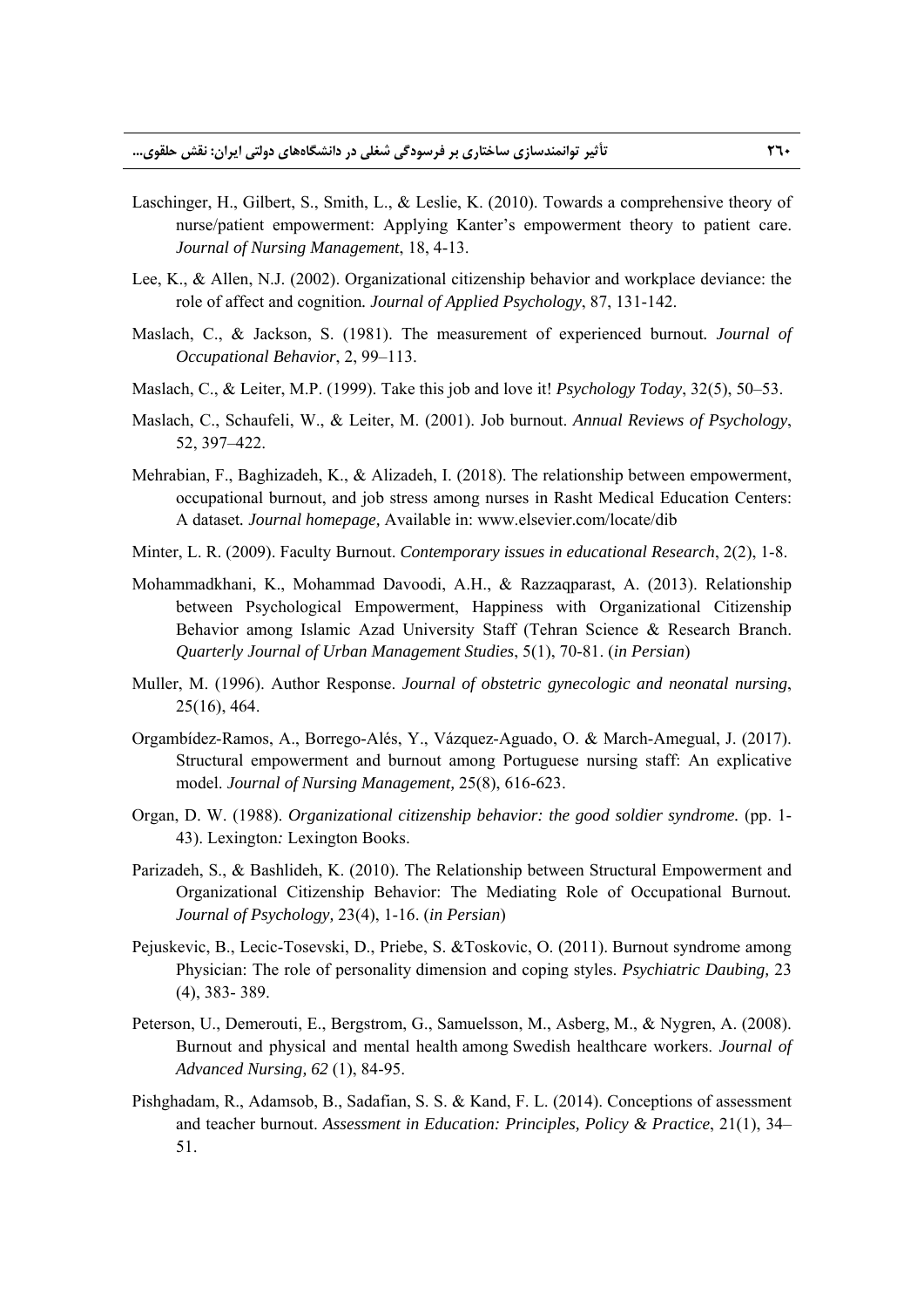Laschinger, H., Gilbert, S., Smith, L., & Leslie, K. (2010). Towards a comprehensive theory of nurse/patient empowerment: Applying Kanter's empowerment theory to patient care. *Journal of Nursing Management*, 18, 4-13.

Lee, K., & Allen, N.J. (2002). Organizational citizenship behavior and workplace deviance: the role of affect and cognition*. Journal of Applied Psychology*, 87, 131-142.

Maslach, C., & Jackson, S. (1981). The measurement of experienced burnout*. Journal of Occupational Behavior*, 2, 99–113.

Maslach, C., & Leiter, M.P. (1999). Take this job and love it! *Psychology Today*, 32(5), 50–53.

Maslach, C., Schaufeli, W., & Leiter, M. (2001). Job burnout. *Annual Reviews of Psychology*, 52, 397–422.

Mehrabian, F., Baghizadeh, K., & Alizadeh, I. (2018). The relationship between empowerment, occupational burnout, and job stress among nurses in Rasht Medical Education Centers: A dataset*. Journal homepage*, Available in: www.elsevier.com/locate/dib

Minter, L. R. (2009). Faculty Burnout. *Contemporary issues in educational Research*, 2(2), 1-8.

Mohammadkhani, K., Mohammad Davoodi, A.H., & Razzaqparast, A. (2013). Relationship between Psychological Empowerment, Happiness with Organizational Citizenship Behavior among Islamic Azad University Staff (Tehran Science & Research Branch. *Quarterly Journal of Urban Management Studies*, 5(1), 70-81. (*in Persian*)

Muller, M. (1996). Author Response. *Journal of obstetric gynecologic and neonatal nursing*, 25(16), 464.

Orgambídez-Ramos, A., Borrego-Alés, Y., Vázquez-Aguado, O. & March-Amegual, J. (2017). Structural empowerment and burnout among Portuguese nursing staff: An explicative model. *Journal of Nursing Management,* 25(8), 616-623.

Organ, D. W. (1988). *Organizational citizenship behavior: the good soldier syndrome.* (pp. 1-43). Lexington*:* Lexington Books.

Parizadeh, S., & Bashlideh, K. (2010). The Relationship between Structural Empowerment and Organizational Citizenship Behavior: The Mediating Role of Occupational Burnout*. Journal of Psychology,* 23(4), 1-16. (*in Persian*)

Pejuskevic, B., Lecic-Tosevski, D., Priebe, S. &Toskovic, O. (2011). Burnout syndrome among Physician: The role of personality dimension and coping styles. *Psychiatric Daubing,* 23 (4), 383- 389.

Peterson, U., Demerouti, E., Bergstrom, G., Samuelsson, M., Asberg, M., & Nygren, A. (2008). Burnout and physical and mental health among Swedish healthcare workers. *Journal of Advanced Nursing, 62* (1), 84-95.

Pishghadam, R., Adamsob, B., Sadafian, S. S. & Kand, F. L. (2014). Conceptions of assessment and teacher burnout. *Assessment in Education: Principles, Policy & Practice*, 21(1), 34–51.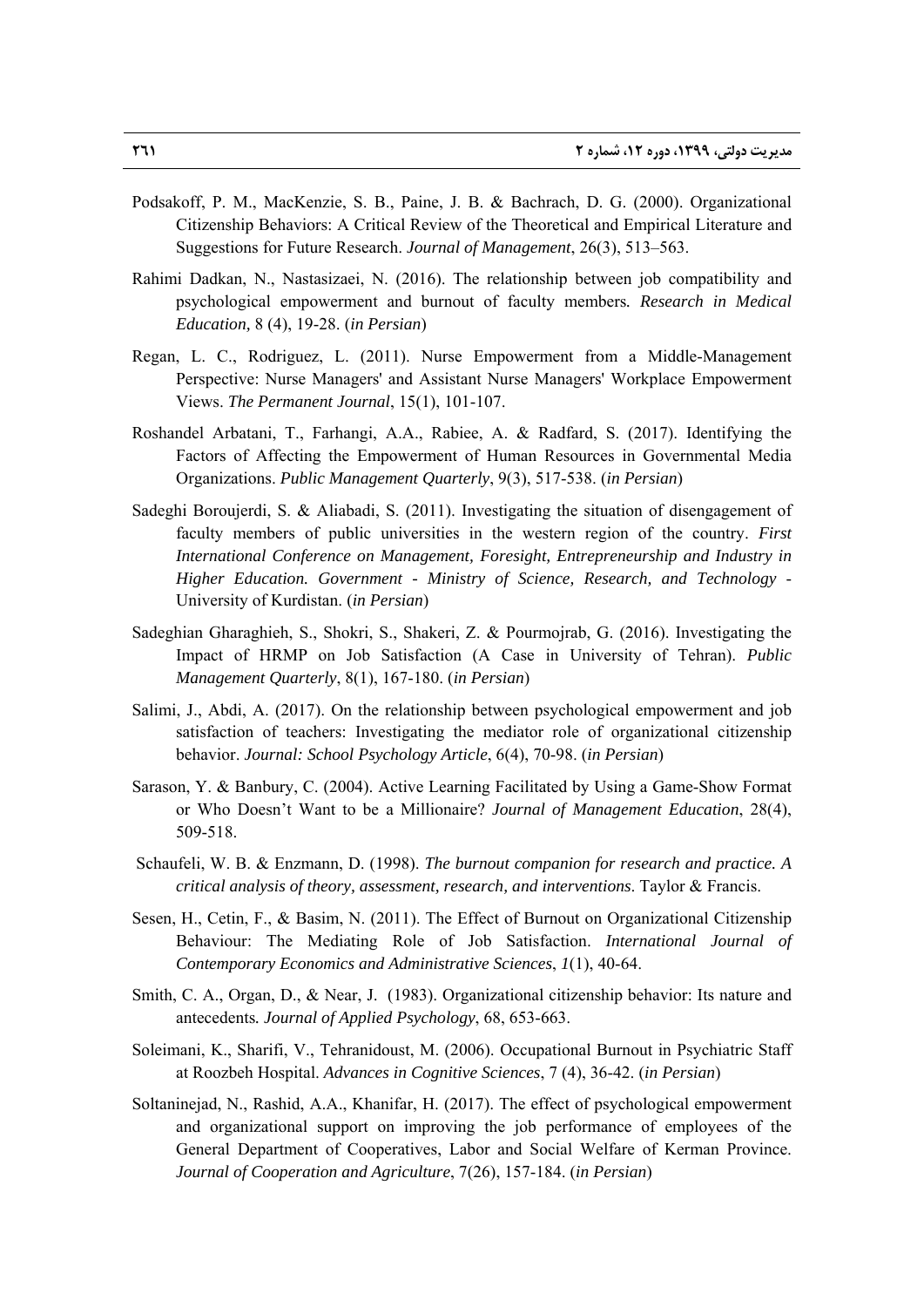Podsakoff, P. M., MacKenzie, S. B., Paine, J. B. & Bachrach, D. G. (2000). Organizational Citizenship Behaviors: A Critical Review of the Theoretical and Empirical Literature and Suggestions for Future Research. *Journal of Management*, 26(3), 513–563.

Rahimi Dadkan, N., Nastasizaei, N. (2016). The relationship between job compatibility and psychological empowerment and burnout of faculty members. *Research in Medical Education,* 8 (4), 19-28. (*in Persian*)

Regan, L. C., Rodriguez, L. (2011). Nurse Empowerment from a Middle-Management Perspective: Nurse Managers' and Assistant Nurse Managers' Workplace Empowerment Views. *The Permanent Journal*, 15(1), 101-107.

Roshandel Arbatani, T., Farhangi, A.A., Rabiee, A. & Radfard, S. (2017). Identifying the Factors of Affecting the Empowerment of Human Resources in Governmental Media Organizations. *Public Management Quarterly*, 9(3), 517-538. (*in Persian*)

Sadeghi Boroujerdi, S. & Aliabadi, S. (2011). Investigating the situation of disengagement of faculty members of public universities in the western region of the country. *First International Conference on Management, Foresight, Entrepreneurship and Industry in Higher Education. Government - Ministry of Science, Research, and Technology* - University of Kurdistan. (*in Persian*)

Sadeghian Gharaghieh, S., Shokri, S., Shakeri, Z. & Pourmojrab, G. (2016). Investigating the Impact of HRMP on Job Satisfaction (A Case in University of Tehran). *Public Management Quarterly*, 8(1), 167-180. (*in Persian*)

Salimi, J., Abdi, A. (2017). On the relationship between psychological empowerment and job satisfaction of teachers: Investigating the mediator role of organizational citizenship behavior. *Journal: School Psychology Article*, 6(4), 70-98. (*in Persian*)

Sarason, Y. & Banbury, C. (2004). Active Learning Facilitated by Using a Game-Show Format or Who Doesn't Want to be a Millionaire? *Journal of Management Education*, 28(4), 509-518.

Schaufeli, W. B. & Enzmann, D. (1998). *The burnout companion for research and practice. A critical analysis of theory, assessment, research, and interventions*. Taylor & Francis.

Sesen, H., Cetin, F., & Basim, N. (2011). The Effect of Burnout on Organizational Citizenship Behaviour: The Mediating Role of Job Satisfaction. *International Journal of Contemporary Economics and Administrative Sciences*, *1*(1), 40-64.

Smith, C. A., Organ, D., & Near, J. (1983). Organizational citizenship behavior: Its nature and antecedents. *Journal of Applied Psychology*, 68, 653-663.

Soleimani, K., Sharifi, V., Tehranidoust, M. (2006). Occupational Burnout in Psychiatric Staff at Roozbeh Hospital. *Advances in Cognitive Sciences*, 7 (4), 36-42. (*in Persian*)

Soltaninejad, N., Rashid, A.A., Khanifar, H. (2017). The effect of psychological empowerment and organizational support on improving the job performance of employees of the General Department of Cooperatives, Labor and Social Welfare of Kerman Province. *Journal of Cooperation and Agriculture*, 7(26), 157-184. (*in Persian*)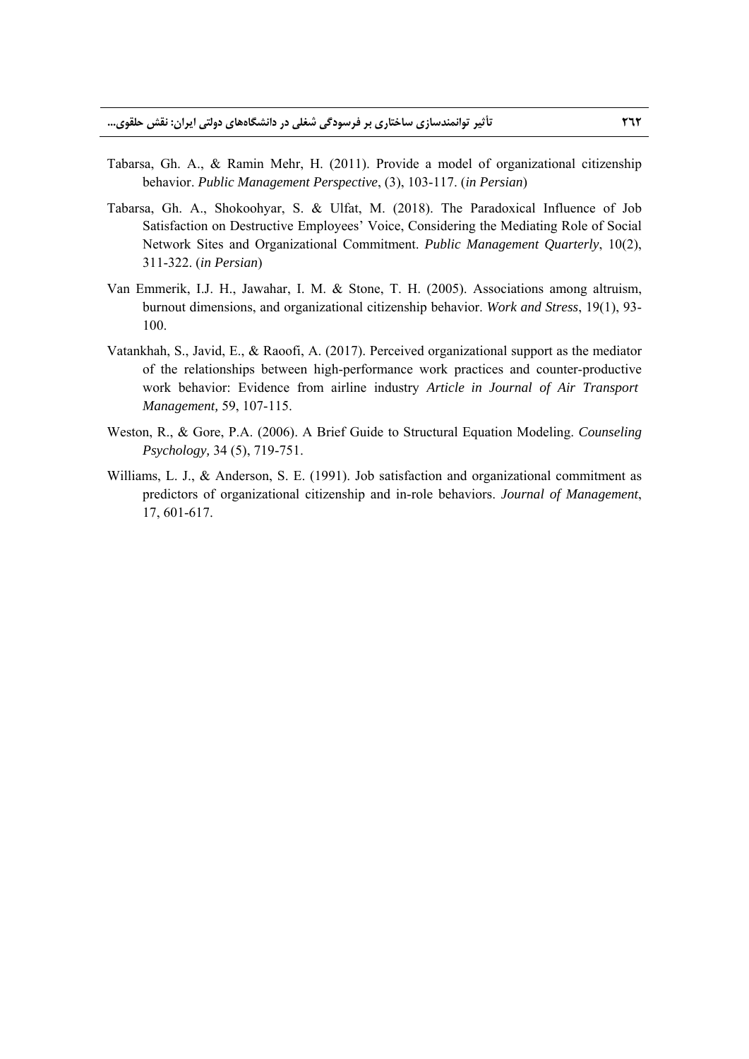Tabarsa, Gh. A., & Ramin Mehr, H. (2011). Provide a model of organizational citizenship behavior. *Public Management Perspective*, (3), 103-117. (*in Persian*)

Tabarsa, Gh. A., Shokoohyar, S. & Ulfat, M. (2018). The Paradoxical Influence of Job Satisfaction on Destructive Employees' Voice, Considering the Mediating Role of Social Network Sites and Organizational Commitment. *Public Management Quarterly*, 10(2), 311-322. (*in Persian*)

Van Emmerik, I.J. H., Jawahar, I. M. & Stone, T. H. (2005). Associations among altruism, burnout dimensions, and organizational citizenship behavior. *Work and Stress*, 19(1), 93-100.

Vatankhah, S., Javid, E., & Raoofi, A. (2017). Perceived organizational support as the mediator of the relationships between high-performance work practices and counter-productive work behavior: Evidence from airline industry *Article in Journal of Air Transport Management,* 59, 107-115.

Weston, R., & Gore, P.A. (2006). A Brief Guide to Structural Equation Modeling. *Counseling Psychology,* 34 (5), 719-751.

Williams, L. J., & Anderson, S. E. (1991). Job satisfaction and organizational commitment as predictors of organizational citizenship and in-role behaviors. *Journal of Management*, 17, 601-617.